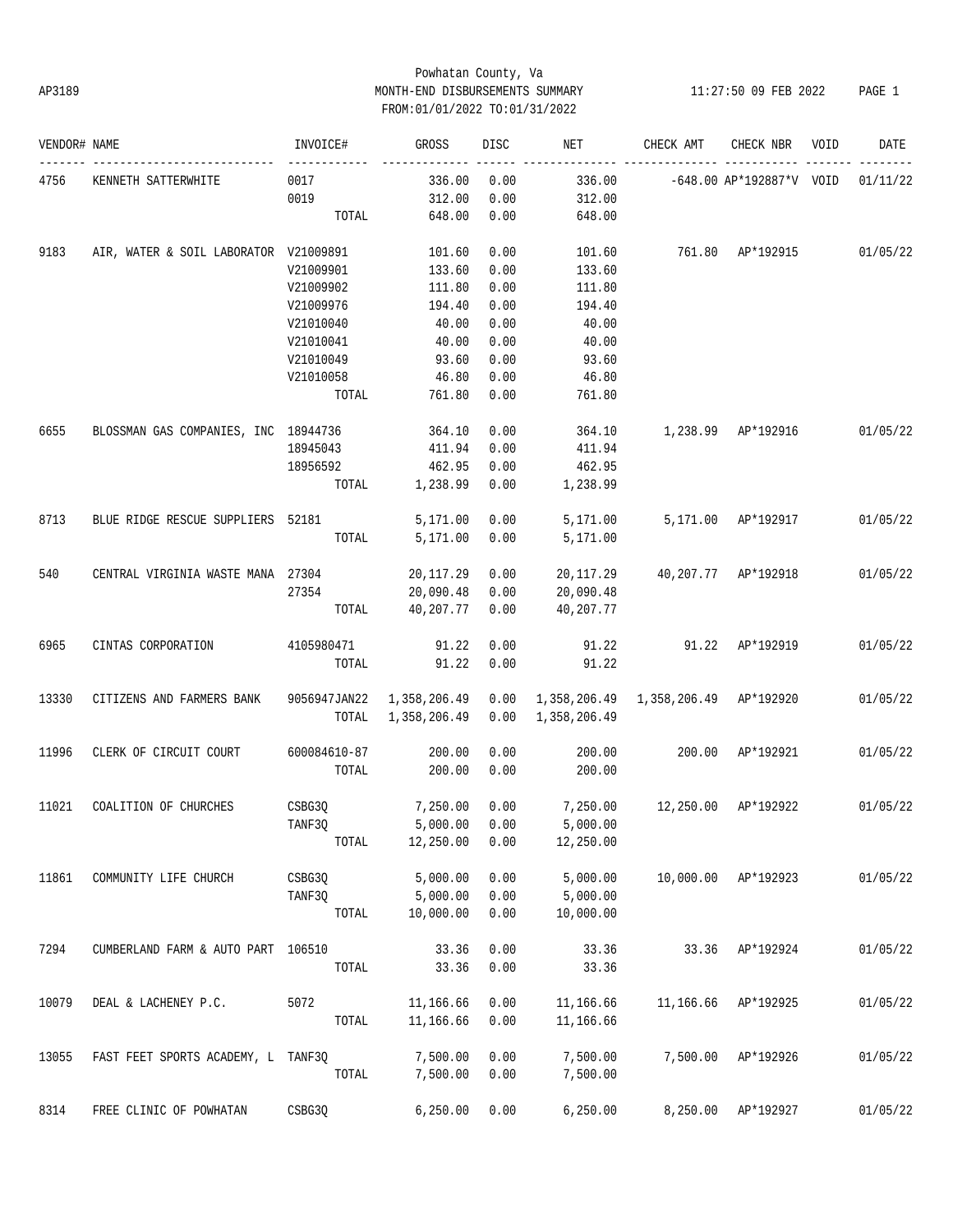Powhatan County, Va

AP3189 MONTH-END DISBURSEMENTS SUMMARY 11:27:50 09 FEB 2022

FROM:01/01/2022 TO:01/31/2022

| VENDOR# | NAME | INVOICE# | GROSS | DISC | NET | CHECK AMT | CHECK NBR | VOID | DATE |
|---|---|---|---|---|---|---|---|---|---|
| 4756 | KENNETH SATTERWHITE | 0017 | 336.00 | 0.00 | 336.00 | -648.00 | AP*192887*V | VOID | 01/11/22 |
| | | 0019 | 312.00 | 0.00 | 312.00 | | | | |
| | | TOTAL | 648.00 | 0.00 | 648.00 | | | | |
| 9183 | AIR, WATER & SOIL LABORATOR | V21009891 | 101.60 | 0.00 | 101.60 | 761.80 | AP*192915 | | 01/05/22 |
| | | V21009901 | 133.60 | 0.00 | 133.60 | | | | |
| | | V21009902 | 111.80 | 0.00 | 111.80 | | | | |
| | | V21009976 | 194.40 | 0.00 | 194.40 | | | | |
| | | V21010040 | 40.00 | 0.00 | 40.00 | | | | |
| | | V21010041 | 40.00 | 0.00 | 40.00 | | | | |
| | | V21010049 | 93.60 | 0.00 | 93.60 | | | | |
| | | V21010058 | 46.80 | 0.00 | 46.80 | | | | |
| | | TOTAL | 761.80 | 0.00 | 761.80 | | | | |
| 6655 | BLOSSMAN GAS COMPANIES, INC | 18944736 | 364.10 | 0.00 | 364.10 | 1,238.99 | AP*192916 | | 01/05/22 |
| | | 18945043 | 411.94 | 0.00 | 411.94 | | | | |
| | | 18956592 | 462.95 | 0.00 | 462.95 | | | | |
| | | TOTAL | 1,238.99 | 0.00 | 1,238.99 | | | | |
| 8713 | BLUE RIDGE RESCUE SUPPLIERS | 52181 | 5,171.00 | 0.00 | 5,171.00 | 5,171.00 | AP*192917 | | 01/05/22 |
| | | TOTAL | 5,171.00 | 0.00 | 5,171.00 | | | | |
| 540 | CENTRAL VIRGINIA WASTE MANA | 27304 | 20,117.29 | 0.00 | 20,117.29 | 40,207.77 | AP*192918 | | 01/05/22 |
| | | 27354 | 20,090.48 | 0.00 | 20,090.48 | | | | |
| | | TOTAL | 40,207.77 | 0.00 | 40,207.77 | | | | |
| 6965 | CINTAS CORPORATION | 4105980471 | 91.22 | 0.00 | 91.22 | 91.22 | AP*192919 | | 01/05/22 |
| | | TOTAL | 91.22 | 0.00 | 91.22 | | | | |
| 13330 | CITIZENS AND FARMERS BANK | 9056947JAN22 | 1,358,206.49 | 0.00 | 1,358,206.49 | 1,358,206.49 | AP*192920 | | 01/05/22 |
| | | TOTAL | 1,358,206.49 | 0.00 | 1,358,206.49 | | | | |
| 11996 | CLERK OF CIRCUIT COURT | 600084610-87 | 200.00 | 0.00 | 200.00 | 200.00 | AP*192921 | | 01/05/22 |
| | | TOTAL | 200.00 | 0.00 | 200.00 | | | | |
| 11021 | COALITION OF CHURCHES | CSBG3Q | 7,250.00 | 0.00 | 7,250.00 | 12,250.00 | AP*192922 | | 01/05/22 |
| | | TANF3Q | 5,000.00 | 0.00 | 5,000.00 | | | | |
| | | TOTAL | 12,250.00 | 0.00 | 12,250.00 | | | | |
| 11861 | COMMUNITY LIFE CHURCH | CSBG3Q | 5,000.00 | 0.00 | 5,000.00 | 10,000.00 | AP*192923 | | 01/05/22 |
| | | TANF3Q | 5,000.00 | 0.00 | 5,000.00 | | | | |
| | | TOTAL | 10,000.00 | 0.00 | 10,000.00 | | | | |
| 7294 | CUMBERLAND FARM & AUTO PART | 106510 | 33.36 | 0.00 | 33.36 | 33.36 | AP*192924 | | 01/05/22 |
| | | TOTAL | 33.36 | 0.00 | 33.36 | | | | |
| 10079 | DEAL & LACHENEY P.C. | 5072 | 11,166.66 | 0.00 | 11,166.66 | 11,166.66 | AP*192925 | | 01/05/22 |
| | | TOTAL | 11,166.66 | 0.00 | 11,166.66 | | | | |
| 13055 | FAST FEET SPORTS ACADEMY, L | TANF3Q | 7,500.00 | 0.00 | 7,500.00 | 7,500.00 | AP*192926 | | 01/05/22 |
| | | TOTAL | 7,500.00 | 0.00 | 7,500.00 | | | | |
| 8314 | FREE CLINIC OF POWHATAN | CSBG3Q | 6,250.00 | 0.00 | 6,250.00 | 8,250.00 | AP*192927 | | 01/05/22 |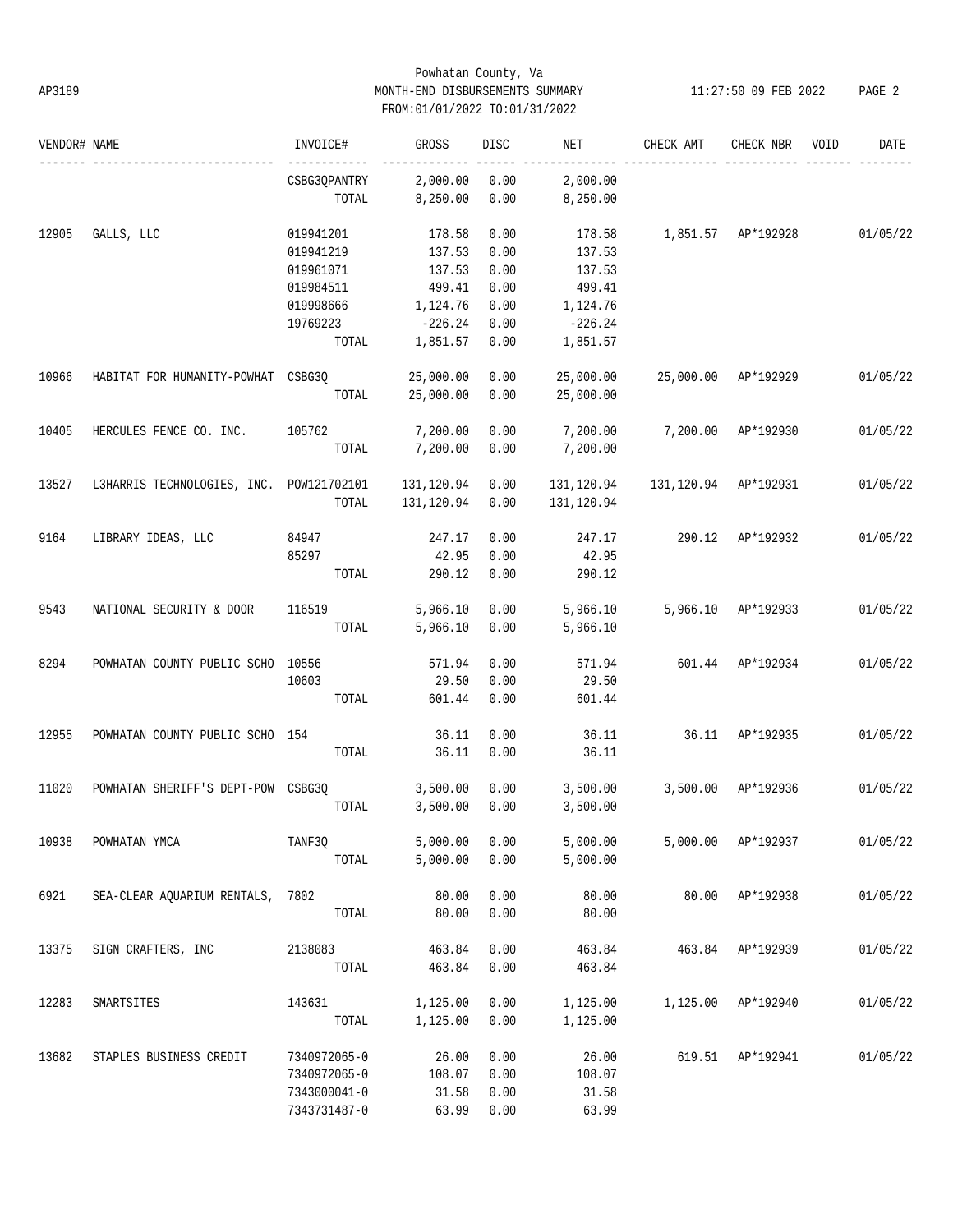Powhatan County, Va

AP3189 MONTH-END DISBURSEMENTS SUMMARY 11:27:50 09 FEB 2022

FROM:01/01/2022 TO:01/31/2022

| VENDOR# | NAME | INVOICE# | GROSS | DISC | NET | CHECK AMT | CHECK NBR | VOID | DATE |
|---|---|---|---|---|---|---|---|---|---|
| | | CSBG3QPANTRY | 2,000.00 | 0.00 | 2,000.00 | | | | |
| | | TOTAL | 8,250.00 | 0.00 | 8,250.00 | | | | |
| 12905 | GALLS, LLC | 019941201 | 178.58 | 0.00 | 178.58 | 1,851.57 | AP*192928 | | 01/05/22 |
| | | 019941219 | 137.53 | 0.00 | 137.53 | | | | |
| | | 019961071 | 137.53 | 0.00 | 137.53 | | | | |
| | | 019984511 | 499.41 | 0.00 | 499.41 | | | | |
| | | 019998666 | 1,124.76 | 0.00 | 1,124.76 | | | | |
| | | 19769223 | -226.24 | 0.00 | -226.24 | | | | |
| | | TOTAL | 1,851.57 | 0.00 | 1,851.57 | | | | |
| 10966 | HABITAT FOR HUMANITY-POWHAT | CSBG3Q | 25,000.00 | 0.00 | 25,000.00 | 25,000.00 | AP*192929 | | 01/05/22 |
| | | TOTAL | 25,000.00 | 0.00 | 25,000.00 | | | | |
| 10405 | HERCULES FENCE CO. INC. | 105762 | 7,200.00 | 0.00 | 7,200.00 | 7,200.00 | AP*192930 | | 01/05/22 |
| | | TOTAL | 7,200.00 | 0.00 | 7,200.00 | | | | |
| 13527 | L3HARRIS TECHNOLOGIES, INC. | POW121702101 | 131,120.94 | 0.00 | 131,120.94 | 131,120.94 | AP*192931 | | 01/05/22 |
| | | TOTAL | 131,120.94 | 0.00 | 131,120.94 | | | | |
| 9164 | LIBRARY IDEAS, LLC | 84947 | 247.17 | 0.00 | 247.17 | 290.12 | AP*192932 | | 01/05/22 |
| | | 85297 | 42.95 | 0.00 | 42.95 | | | | |
| | | TOTAL | 290.12 | 0.00 | 290.12 | | | | |
| 9543 | NATIONAL SECURITY & DOOR | 116519 | 5,966.10 | 0.00 | 5,966.10 | 5,966.10 | AP*192933 | | 01/05/22 |
| | | TOTAL | 5,966.10 | 0.00 | 5,966.10 | | | | |
| 8294 | POWHATAN COUNTY PUBLIC SCHO | 10556 | 571.94 | 0.00 | 571.94 | 601.44 | AP*192934 | | 01/05/22 |
| | | 10603 | 29.50 | 0.00 | 29.50 | | | | |
| | | TOTAL | 601.44 | 0.00 | 601.44 | | | | |
| 12955 | POWHATAN COUNTY PUBLIC SCHO | 154 | 36.11 | 0.00 | 36.11 | 36.11 | AP*192935 | | 01/05/22 |
| | | TOTAL | 36.11 | 0.00 | 36.11 | | | | |
| 11020 | POWHATAN SHERIFF'S DEPT-POW | CSBG3Q | 3,500.00 | 0.00 | 3,500.00 | 3,500.00 | AP*192936 | | 01/05/22 |
| | | TOTAL | 3,500.00 | 0.00 | 3,500.00 | | | | |
| 10938 | POWHATAN YMCA | TANF3Q | 5,000.00 | 0.00 | 5,000.00 | 5,000.00 | AP*192937 | | 01/05/22 |
| | | TOTAL | 5,000.00 | 0.00 | 5,000.00 | | | | |
| 6921 | SEA-CLEAR AQUARIUM RENTALS, | 7802 | 80.00 | 0.00 | 80.00 | 80.00 | AP*192938 | | 01/05/22 |
| | | TOTAL | 80.00 | 0.00 | 80.00 | | | | |
| 13375 | SIGN CRAFTERS, INC | 2138083 | 463.84 | 0.00 | 463.84 | 463.84 | AP*192939 | | 01/05/22 |
| | | TOTAL | 463.84 | 0.00 | 463.84 | | | | |
| 12283 | SMARTSITES | 143631 | 1,125.00 | 0.00 | 1,125.00 | 1,125.00 | AP*192940 | | 01/05/22 |
| | | TOTAL | 1,125.00 | 0.00 | 1,125.00 | | | | |
| 13682 | STAPLES BUSINESS CREDIT | 7340972065-0 | 26.00 | 0.00 | 26.00 | 619.51 | AP*192941 | | 01/05/22 |
| | | 7340972065-0 | 108.07 | 0.00 | 108.07 | | | | |
| | | 7343000041-0 | 31.58 | 0.00 | 31.58 | | | | |
| | | 7343731487-0 | 63.99 | 0.00 | 63.99 | | | | |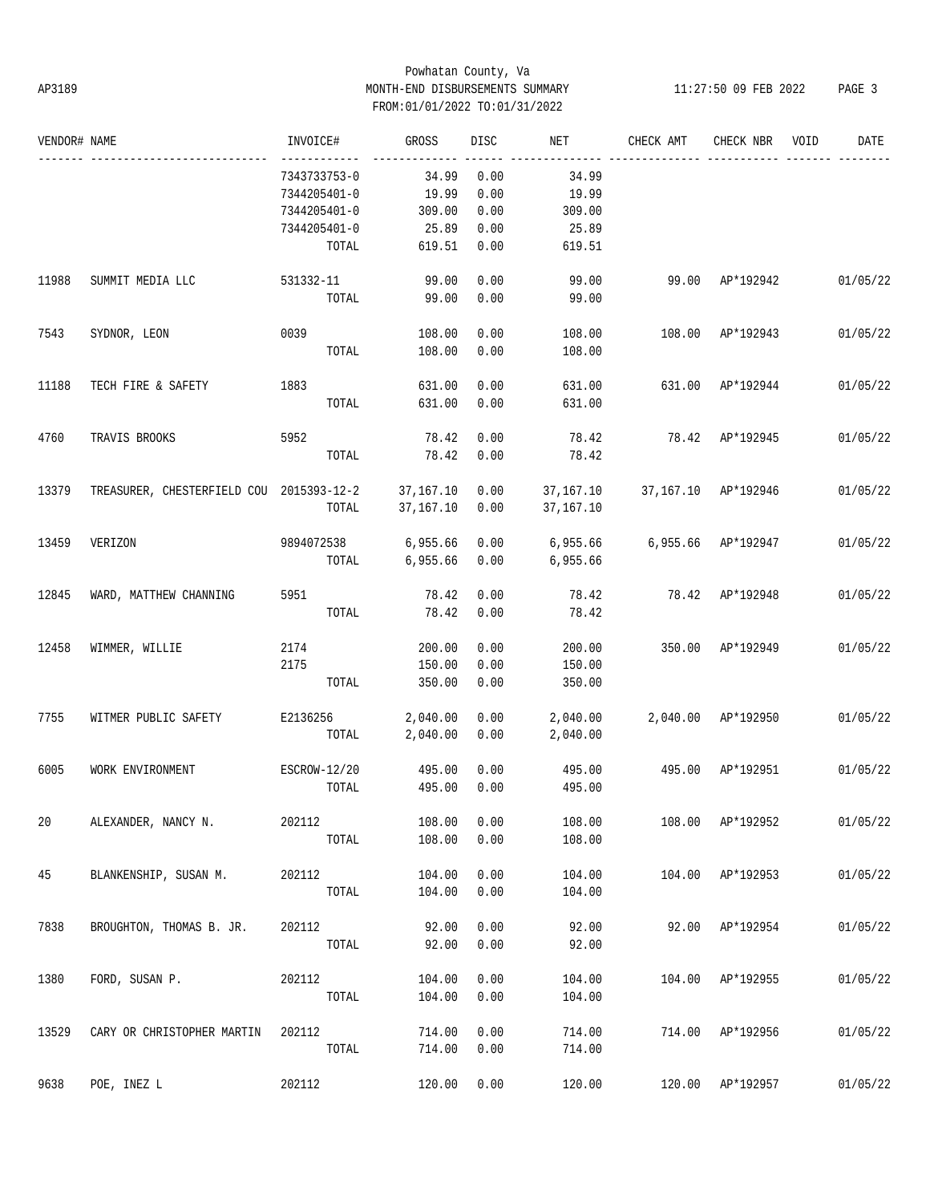Powhatan County, Va
AP3189 MONTH-END DISBURSEMENTS SUMMARY 11:27:50 09 FEB 2022
FROM:01/01/2022 TO:01/31/2022

| VENDOR# | NAME | INVOICE# | GROSS | DISC | NET | CHECK AMT | CHECK NBR | VOID | DATE |
|---|---|---|---|---|---|---|---|---|---|
| | | 7343733753-0 | 34.99 | 0.00 | 34.99 | | | | |
| | | 7344205401-0 | 19.99 | 0.00 | 19.99 | | | | |
| | | 7344205401-0 | 309.00 | 0.00 | 309.00 | | | | |
| | | 7344205401-0 | 25.89 | 0.00 | 25.89 | | | | |
| | | TOTAL | 619.51 | 0.00 | 619.51 | | | | |
| 11988 | SUMMIT MEDIA LLC | 531332-11 | 99.00 | 0.00 | 99.00 | 99.00 | AP*192942 | | 01/05/22 |
| | | TOTAL | 99.00 | 0.00 | 99.00 | | | | |
| 7543 | SYDNOR, LEON | 0039 | 108.00 | 0.00 | 108.00 | 108.00 | AP*192943 | | 01/05/22 |
| | | TOTAL | 108.00 | 0.00 | 108.00 | | | | |
| 11188 | TECH FIRE & SAFETY | 1883 | 631.00 | 0.00 | 631.00 | 631.00 | AP*192944 | | 01/05/22 |
| | | TOTAL | 631.00 | 0.00 | 631.00 | | | | |
| 4760 | TRAVIS BROOKS | 5952 | 78.42 | 0.00 | 78.42 | 78.42 | AP*192945 | | 01/05/22 |
| | | TOTAL | 78.42 | 0.00 | 78.42 | | | | |
| 13379 | TREASURER, CHESTERFIELD COU | 2015393-12-2 | 37,167.10 | 0.00 | 37,167.10 | 37,167.10 | AP*192946 | | 01/05/22 |
| | | TOTAL | 37,167.10 | 0.00 | 37,167.10 | | | | |
| 13459 | VERIZON | 9894072538 | 6,955.66 | 0.00 | 6,955.66 | 6,955.66 | AP*192947 | | 01/05/22 |
| | | TOTAL | 6,955.66 | 0.00 | 6,955.66 | | | | |
| 12845 | WARD, MATTHEW CHANNING | 5951 | 78.42 | 0.00 | 78.42 | 78.42 | AP*192948 | | 01/05/22 |
| | | TOTAL | 78.42 | 0.00 | 78.42 | | | | |
| 12458 | WIMMER, WILLIE | 2174 | 200.00 | 0.00 | 200.00 | 350.00 | AP*192949 | | 01/05/22 |
| | | 2175 | 150.00 | 0.00 | 150.00 | | | | |
| | | TOTAL | 350.00 | 0.00 | 350.00 | | | | |
| 7755 | WITMER PUBLIC SAFETY | E2136256 | 2,040.00 | 0.00 | 2,040.00 | 2,040.00 | AP*192950 | | 01/05/22 |
| | | TOTAL | 2,040.00 | 0.00 | 2,040.00 | | | | |
| 6005 | WORK ENVIRONMENT | ESCROW-12/20 | 495.00 | 0.00 | 495.00 | 495.00 | AP*192951 | | 01/05/22 |
| | | TOTAL | 495.00 | 0.00 | 495.00 | | | | |
| 20 | ALEXANDER, NANCY N. | 202112 | 108.00 | 0.00 | 108.00 | 108.00 | AP*192952 | | 01/05/22 |
| | | TOTAL | 108.00 | 0.00 | 108.00 | | | | |
| 45 | BLANKENSHIP, SUSAN M. | 202112 | 104.00 | 0.00 | 104.00 | 104.00 | AP*192953 | | 01/05/22 |
| | | TOTAL | 104.00 | 0.00 | 104.00 | | | | |
| 7838 | BROUGHTON, THOMAS B. JR. | 202112 | 92.00 | 0.00 | 92.00 | 92.00 | AP*192954 | | 01/05/22 |
| | | TOTAL | 92.00 | 0.00 | 92.00 | | | | |
| 1380 | FORD, SUSAN P. | 202112 | 104.00 | 0.00 | 104.00 | 104.00 | AP*192955 | | 01/05/22 |
| | | TOTAL | 104.00 | 0.00 | 104.00 | | | | |
| 13529 | CARY OR CHRISTOPHER MARTIN | 202112 | 714.00 | 0.00 | 714.00 | 714.00 | AP*192956 | | 01/05/22 |
| | | TOTAL | 714.00 | 0.00 | 714.00 | | | | |
| 9638 | POE, INEZ L | 202112 | 120.00 | 0.00 | 120.00 | 120.00 | AP*192957 | | 01/05/22 |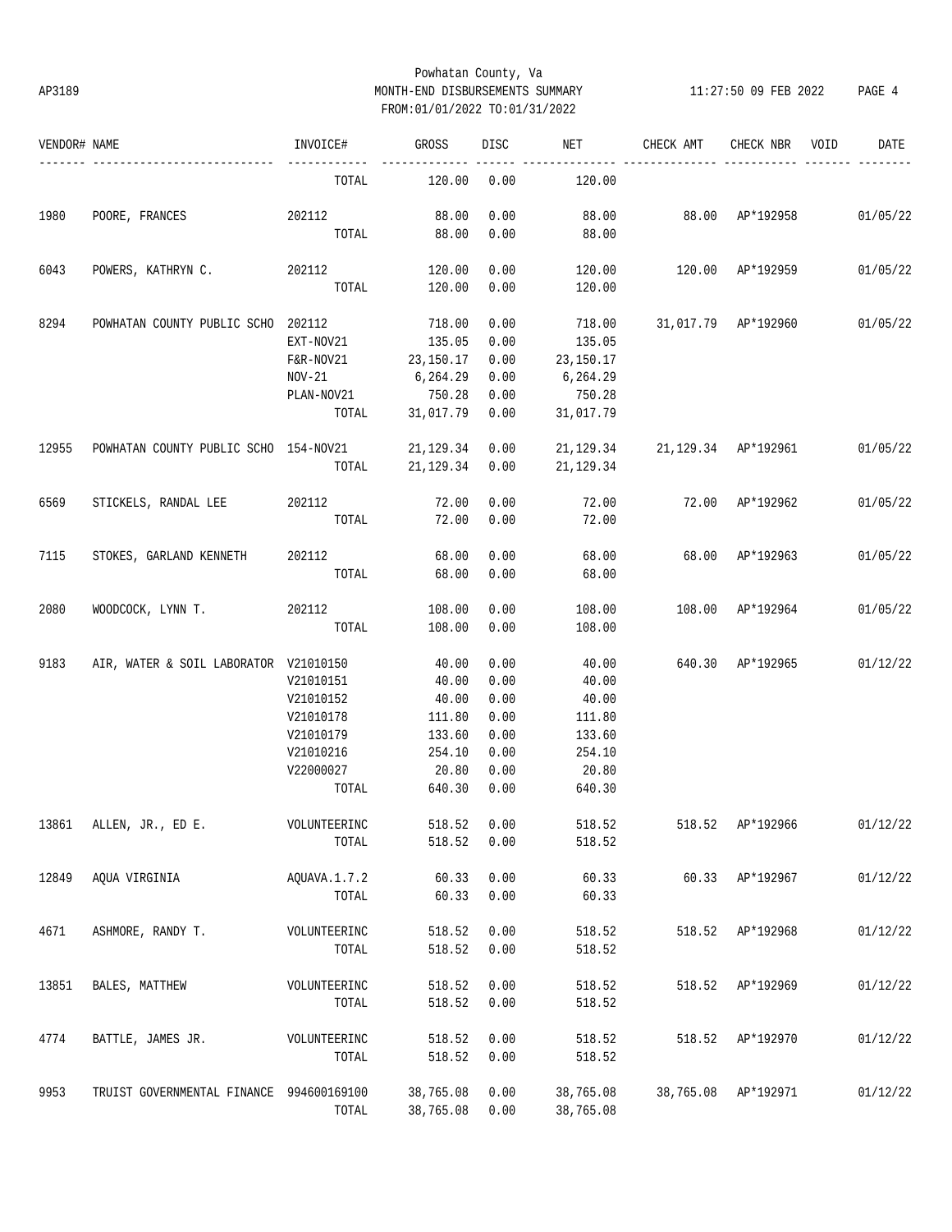Powhatan County, Va
MONTH-END DISBURSEMENTS SUMMARY
FROM:01/01/2022 TO:01/31/2022

AP3189 — 11:27:50 09 FEB 2022 — PAGE 4

| VENDOR# | NAME | INVOICE# | GROSS | DISC | NET | CHECK AMT | CHECK NBR | VOID | DATE |
|---|---|---|---|---|---|---|---|---|---|
| | | TOTAL | 120.00 | 0.00 | 120.00 | | | | |
| 1980 | POORE, FRANCES | 202112 | 88.00 | 0.00 | 88.00 | 88.00 | AP*192958 | | 01/05/22 |
| | | TOTAL | 88.00 | 0.00 | 88.00 | | | | |
| 6043 | POWERS, KATHRYN C. | 202112 | 120.00 | 0.00 | 120.00 | 120.00 | AP*192959 | | 01/05/22 |
| | | TOTAL | 120.00 | 0.00 | 120.00 | | | | |
| 8294 | POWHATAN COUNTY PUBLIC SCHO | 202112 | 718.00 | 0.00 | 718.00 | 31,017.79 | AP*192960 | | 01/05/22 |
| | | EXT-NOV21 | 135.05 | 0.00 | 135.05 | | | | |
| | | F&R-NOV21 | 23,150.17 | 0.00 | 23,150.17 | | | | |
| | | NOV-21 | 6,264.29 | 0.00 | 6,264.29 | | | | |
| | | PLAN-NOV21 | 750.28 | 0.00 | 750.28 | | | | |
| | | TOTAL | 31,017.79 | 0.00 | 31,017.79 | | | | |
| 12955 | POWHATAN COUNTY PUBLIC SCHO | 154-NOV21 | 21,129.34 | 0.00 | 21,129.34 | 21,129.34 | AP*192961 | | 01/05/22 |
| | | TOTAL | 21,129.34 | 0.00 | 21,129.34 | | | | |
| 6569 | STICKELS, RANDAL LEE | 202112 | 72.00 | 0.00 | 72.00 | 72.00 | AP*192962 | | 01/05/22 |
| | | TOTAL | 72.00 | 0.00 | 72.00 | | | | |
| 7115 | STOKES, GARLAND KENNETH | 202112 | 68.00 | 0.00 | 68.00 | 68.00 | AP*192963 | | 01/05/22 |
| | | TOTAL | 68.00 | 0.00 | 68.00 | | | | |
| 2080 | WOODCOCK, LYNN T. | 202112 | 108.00 | 0.00 | 108.00 | 108.00 | AP*192964 | | 01/05/22 |
| | | TOTAL | 108.00 | 0.00 | 108.00 | | | | |
| 9183 | AIR, WATER & SOIL LABORATOR | V21010150 | 40.00 | 0.00 | 40.00 | 640.30 | AP*192965 | | 01/12/22 |
| | | V21010151 | 40.00 | 0.00 | 40.00 | | | | |
| | | V21010152 | 40.00 | 0.00 | 40.00 | | | | |
| | | V21010178 | 111.80 | 0.00 | 111.80 | | | | |
| | | V21010179 | 133.60 | 0.00 | 133.60 | | | | |
| | | V21010216 | 254.10 | 0.00 | 254.10 | | | | |
| | | V22000027 | 20.80 | 0.00 | 20.80 | | | | |
| | | TOTAL | 640.30 | 0.00 | 640.30 | | | | |
| 13861 | ALLEN, JR., ED E. | VOLUNTEERINC | 518.52 | 0.00 | 518.52 | 518.52 | AP*192966 | | 01/12/22 |
| | | TOTAL | 518.52 | 0.00 | 518.52 | | | | |
| 12849 | AQUA VIRGINIA | AQUAVA.1.7.2 | 60.33 | 0.00 | 60.33 | 60.33 | AP*192967 | | 01/12/22 |
| | | TOTAL | 60.33 | 0.00 | 60.33 | | | | |
| 4671 | ASHMORE, RANDY T. | VOLUNTEERINC | 518.52 | 0.00 | 518.52 | 518.52 | AP*192968 | | 01/12/22 |
| | | TOTAL | 518.52 | 0.00 | 518.52 | | | | |
| 13851 | BALES, MATTHEW | VOLUNTEERINC | 518.52 | 0.00 | 518.52 | 518.52 | AP*192969 | | 01/12/22 |
| | | TOTAL | 518.52 | 0.00 | 518.52 | | | | |
| 4774 | BATTLE, JAMES JR. | VOLUNTEERINC | 518.52 | 0.00 | 518.52 | 518.52 | AP*192970 | | 01/12/22 |
| | | TOTAL | 518.52 | 0.00 | 518.52 | | | | |
| 9953 | TRUIST GOVERNMENTAL FINANCE | 994600169100 | 38,765.08 | 0.00 | 38,765.08 | 38,765.08 | AP*192971 | | 01/12/22 |
| | | TOTAL | 38,765.08 | 0.00 | 38,765.08 | | | | |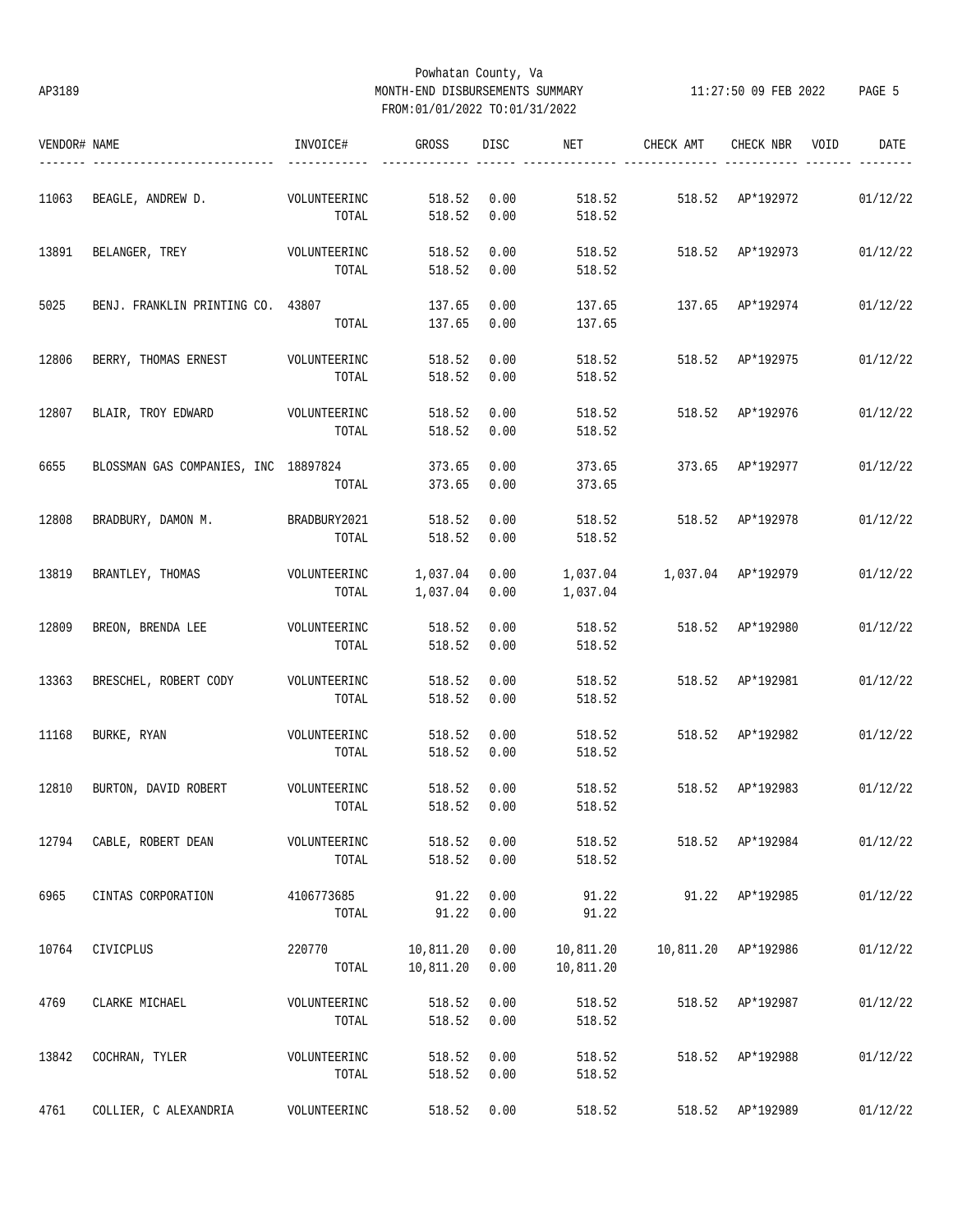Powhatan County, Va

AP3189 MONTH-END DISBURSEMENTS SUMMARY 11:27:50 09 FEB 2022

FROM:01/01/2022 TO:01/31/2022

| VENDOR# | NAME | INVOICE# | GROSS | DISC | NET | CHECK AMT | CHECK NBR | VOID | DATE |
|---|---|---|---|---|---|---|---|---|---|
| 11063 | BEAGLE, ANDREW D. | VOLUNTEERINC | 518.52 | 0.00 | 518.52 | 518.52 | AP*192972 | | 01/12/22 |
| | | TOTAL | 518.52 | 0.00 | 518.52 | | | | |
| 13891 | BELANGER, TREY | VOLUNTEERINC | 518.52 | 0.00 | 518.52 | 518.52 | AP*192973 | | 01/12/22 |
| | | TOTAL | 518.52 | 0.00 | 518.52 | | | | |
| 5025 | BENJ. FRANKLIN PRINTING CO. | 43807 | 137.65 | 0.00 | 137.65 | 137.65 | AP*192974 | | 01/12/22 |
| | | TOTAL | 137.65 | 0.00 | 137.65 | | | | |
| 12806 | BERRY, THOMAS ERNEST | VOLUNTEERINC | 518.52 | 0.00 | 518.52 | 518.52 | AP*192975 | | 01/12/22 |
| | | TOTAL | 518.52 | 0.00 | 518.52 | | | | |
| 12807 | BLAIR, TROY EDWARD | VOLUNTEERINC | 518.52 | 0.00 | 518.52 | 518.52 | AP*192976 | | 01/12/22 |
| | | TOTAL | 518.52 | 0.00 | 518.52 | | | | |
| 6655 | BLOSSMAN GAS COMPANIES, INC | 18897824 | 373.65 | 0.00 | 373.65 | 373.65 | AP*192977 | | 01/12/22 |
| | | TOTAL | 373.65 | 0.00 | 373.65 | | | | |
| 12808 | BRADBURY, DAMON M. | BRADBURY2021 | 518.52 | 0.00 | 518.52 | 518.52 | AP*192978 | | 01/12/22 |
| | | TOTAL | 518.52 | 0.00 | 518.52 | | | | |
| 13819 | BRANTLEY, THOMAS | VOLUNTEERINC | 1,037.04 | 0.00 | 1,037.04 | 1,037.04 | AP*192979 | | 01/12/22 |
| | | TOTAL | 1,037.04 | 0.00 | 1,037.04 | | | | |
| 12809 | BREON, BRENDA LEE | VOLUNTEERINC | 518.52 | 0.00 | 518.52 | 518.52 | AP*192980 | | 01/12/22 |
| | | TOTAL | 518.52 | 0.00 | 518.52 | | | | |
| 13363 | BRESCHEL, ROBERT CODY | VOLUNTEERINC | 518.52 | 0.00 | 518.52 | 518.52 | AP*192981 | | 01/12/22 |
| | | TOTAL | 518.52 | 0.00 | 518.52 | | | | |
| 11168 | BURKE, RYAN | VOLUNTEERINC | 518.52 | 0.00 | 518.52 | 518.52 | AP*192982 | | 01/12/22 |
| | | TOTAL | 518.52 | 0.00 | 518.52 | | | | |
| 12810 | BURTON, DAVID ROBERT | VOLUNTEERINC | 518.52 | 0.00 | 518.52 | 518.52 | AP*192983 | | 01/12/22 |
| | | TOTAL | 518.52 | 0.00 | 518.52 | | | | |
| 12794 | CABLE, ROBERT DEAN | VOLUNTEERINC | 518.52 | 0.00 | 518.52 | 518.52 | AP*192984 | | 01/12/22 |
| | | TOTAL | 518.52 | 0.00 | 518.52 | | | | |
| 6965 | CINTAS CORPORATION | 4106773685 | 91.22 | 0.00 | 91.22 | 91.22 | AP*192985 | | 01/12/22 |
| | | TOTAL | 91.22 | 0.00 | 91.22 | | | | |
| 10764 | CIVICPLUS | 220770 | 10,811.20 | 0.00 | 10,811.20 | 10,811.20 | AP*192986 | | 01/12/22 |
| | | TOTAL | 10,811.20 | 0.00 | 10,811.20 | | | | |
| 4769 | CLARKE MICHAEL | VOLUNTEERINC | 518.52 | 0.00 | 518.52 | 518.52 | AP*192987 | | 01/12/22 |
| | | TOTAL | 518.52 | 0.00 | 518.52 | | | | |
| 13842 | COCHRAN, TYLER | VOLUNTEERINC | 518.52 | 0.00 | 518.52 | 518.52 | AP*192988 | | 01/12/22 |
| | | TOTAL | 518.52 | 0.00 | 518.52 | | | | |
| 4761 | COLLIER, C ALEXANDRIA | VOLUNTEERINC | 518.52 | 0.00 | 518.52 | 518.52 | AP*192989 | | 01/12/22 |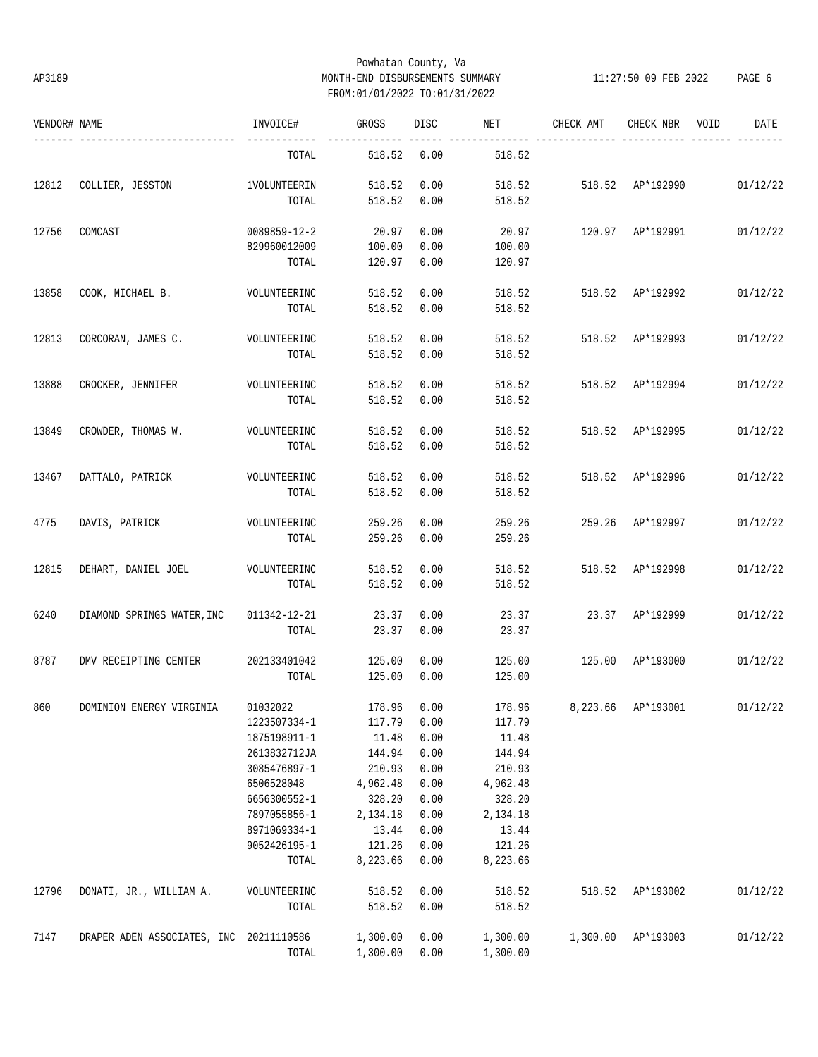Powhatan County, Va
MONTH-END DISBURSEMENTS SUMMARY
FROM:01/01/2022 TO:01/31/2022

AP3189 11:27:50 09 FEB 2022

| VENDOR# | NAME | INVOICE# | GROSS | DISC | NET | CHECK AMT | CHECK NBR | VOID | DATE |
|---|---|---|---|---|---|---|---|---|---|
| | | TOTAL | 518.52 | 0.00 | 518.52 | | | | |
| 12812 | COLLIER, JESSTON | 1VOLUNTEERIN | 518.52 | 0.00 | 518.52 | 518.52 | AP*192990 | | 01/12/22 |
| | | TOTAL | 518.52 | 0.00 | 518.52 | | | | |
| 12756 | COMCAST | 0089859-12-2 | 20.97 | 0.00 | 20.97 | 120.97 | AP*192991 | | 01/12/22 |
| | | 829960012009 | 100.00 | 0.00 | 100.00 | | | | |
| | | TOTAL | 120.97 | 0.00 | 120.97 | | | | |
| 13858 | COOK, MICHAEL B. | VOLUNTEERINC | 518.52 | 0.00 | 518.52 | 518.52 | AP*192992 | | 01/12/22 |
| | | TOTAL | 518.52 | 0.00 | 518.52 | | | | |
| 12813 | CORCORAN, JAMES C. | VOLUNTEERINC | 518.52 | 0.00 | 518.52 | 518.52 | AP*192993 | | 01/12/22 |
| | | TOTAL | 518.52 | 0.00 | 518.52 | | | | |
| 13888 | CROCKER, JENNIFER | VOLUNTEERINC | 518.52 | 0.00 | 518.52 | 518.52 | AP*192994 | | 01/12/22 |
| | | TOTAL | 518.52 | 0.00 | 518.52 | | | | |
| 13849 | CROWDER, THOMAS W. | VOLUNTEERINC | 518.52 | 0.00 | 518.52 | 518.52 | AP*192995 | | 01/12/22 |
| | | TOTAL | 518.52 | 0.00 | 518.52 | | | | |
| 13467 | DATTALO, PATRICK | VOLUNTEERINC | 518.52 | 0.00 | 518.52 | 518.52 | AP*192996 | | 01/12/22 |
| | | TOTAL | 518.52 | 0.00 | 518.52 | | | | |
| 4775 | DAVIS, PATRICK | VOLUNTEERINC | 259.26 | 0.00 | 259.26 | 259.26 | AP*192997 | | 01/12/22 |
| | | TOTAL | 259.26 | 0.00 | 259.26 | | | | |
| 12815 | DEHART, DANIEL JOEL | VOLUNTEERINC | 518.52 | 0.00 | 518.52 | 518.52 | AP*192998 | | 01/12/22 |
| | | TOTAL | 518.52 | 0.00 | 518.52 | | | | |
| 6240 | DIAMOND SPRINGS WATER,INC | 011342-12-21 | 23.37 | 0.00 | 23.37 | 23.37 | AP*192999 | | 01/12/22 |
| | | TOTAL | 23.37 | 0.00 | 23.37 | | | | |
| 8787 | DMV RECEIPTING CENTER | 202133401042 | 125.00 | 0.00 | 125.00 | 125.00 | AP*193000 | | 01/12/22 |
| | | TOTAL | 125.00 | 0.00 | 125.00 | | | | |
| 860 | DOMINION ENERGY VIRGINIA | 01032022 | 178.96 | 0.00 | 178.96 | 8,223.66 | AP*193001 | | 01/12/22 |
| | | 1223507334-1 | 117.79 | 0.00 | 117.79 | | | | |
| | | 1875198911-1 | 11.48 | 0.00 | 11.48 | | | | |
| | | 2613832712JA | 144.94 | 0.00 | 144.94 | | | | |
| | | 3085476897-1 | 210.93 | 0.00 | 210.93 | | | | |
| | | 6506528048 | 4,962.48 | 0.00 | 4,962.48 | | | | |
| | | 6656300552-1 | 328.20 | 0.00 | 328.20 | | | | |
| | | 7897055856-1 | 2,134.18 | 0.00 | 2,134.18 | | | | |
| | | 8971069334-1 | 13.44 | 0.00 | 13.44 | | | | |
| | | 9052426195-1 | 121.26 | 0.00 | 121.26 | | | | |
| | | TOTAL | 8,223.66 | 0.00 | 8,223.66 | | | | |
| 12796 | DONATI, JR., WILLIAM A. | VOLUNTEERINC | 518.52 | 0.00 | 518.52 | 518.52 | AP*193002 | | 01/12/22 |
| | | TOTAL | 518.52 | 0.00 | 518.52 | | | | |
| 7147 | DRAPER ADEN ASSOCIATES, INC | 20211110586 | 1,300.00 | 0.00 | 1,300.00 | 1,300.00 | AP*193003 | | 01/12/22 |
| | | TOTAL | 1,300.00 | 0.00 | 1,300.00 | | | | |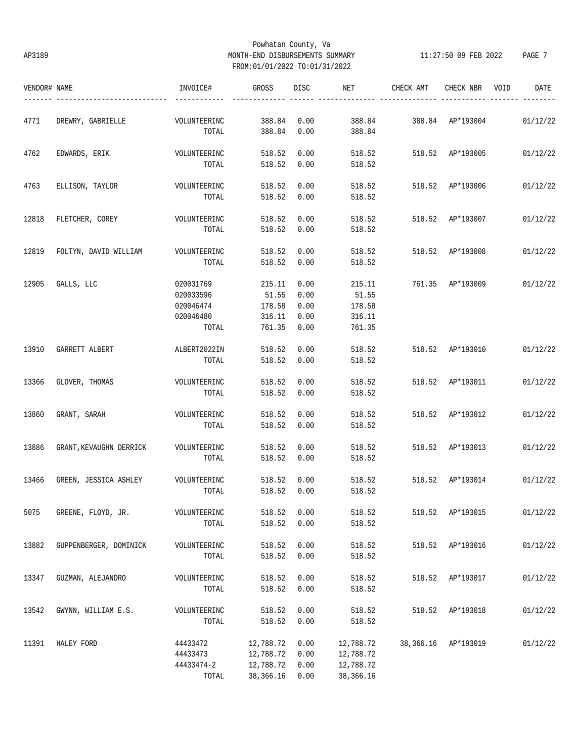Powhatan County, Va
AP3189 MONTH-END DISBURSEMENTS SUMMARY 11:27:50 09 FEB 2022 PAGE 7
FROM:01/01/2022 TO:01/31/2022

| VENDOR# | NAME | INVOICE# | GROSS | DISC | NET | CHECK AMT | CHECK NBR | VOID | DATE |
|---|---|---|---|---|---|---|---|---|---|
| 4771 | DREWRY, GABRIELLE | VOLUNTEERINC | 388.84 | 0.00 | 388.84 | 388.84 | AP*193004 | | 01/12/22 |
| | | TOTAL | 388.84 | 0.00 | 388.84 | | | | |
| 4762 | EDWARDS, ERIK | VOLUNTEERINC | 518.52 | 0.00 | 518.52 | 518.52 | AP*193005 | | 01/12/22 |
| | | TOTAL | 518.52 | 0.00 | 518.52 | | | | |
| 4763 | ELLISON, TAYLOR | VOLUNTEERINC | 518.52 | 0.00 | 518.52 | 518.52 | AP*193006 | | 01/12/22 |
| | | TOTAL | 518.52 | 0.00 | 518.52 | | | | |
| 12818 | FLETCHER, COREY | VOLUNTEERINC | 518.52 | 0.00 | 518.52 | 518.52 | AP*193007 | | 01/12/22 |
| | | TOTAL | 518.52 | 0.00 | 518.52 | | | | |
| 12819 | FOLTYN, DAVID WILLIAM | VOLUNTEERINC | 518.52 | 0.00 | 518.52 | 518.52 | AP*193008 | | 01/12/22 |
| | | TOTAL | 518.52 | 0.00 | 518.52 | | | | |
| 12905 | GALLS, LLC | 020031769 | 215.11 | 0.00 | 215.11 | 761.35 | AP*193009 | | 01/12/22 |
| | | 020033596 | 51.55 | 0.00 | 51.55 | | | | |
| | | 020046474 | 178.58 | 0.00 | 178.58 | | | | |
| | | 020046480 | 316.11 | 0.00 | 316.11 | | | | |
| | | TOTAL | 761.35 | 0.00 | 761.35 | | | | |
| 13910 | GARRETT ALBERT | ALBERT2022IN | 518.52 | 0.00 | 518.52 | 518.52 | AP*193010 | | 01/12/22 |
| | | TOTAL | 518.52 | 0.00 | 518.52 | | | | |
| 13366 | GLOVER, THOMAS | VOLUNTEERINC | 518.52 | 0.00 | 518.52 | 518.52 | AP*193011 | | 01/12/22 |
| | | TOTAL | 518.52 | 0.00 | 518.52 | | | | |
| 13860 | GRANT, SARAH | VOLUNTEERINC | 518.52 | 0.00 | 518.52 | 518.52 | AP*193012 | | 01/12/22 |
| | | TOTAL | 518.52 | 0.00 | 518.52 | | | | |
| 13886 | GRANT,KEVAUGHN DERRICK | VOLUNTEERINC | 518.52 | 0.00 | 518.52 | 518.52 | AP*193013 | | 01/12/22 |
| | | TOTAL | 518.52 | 0.00 | 518.52 | | | | |
| 13466 | GREEN, JESSICA ASHLEY | VOLUNTEERINC | 518.52 | 0.00 | 518.52 | 518.52 | AP*193014 | | 01/12/22 |
| | | TOTAL | 518.52 | 0.00 | 518.52 | | | | |
| 5075 | GREENE, FLOYD, JR. | VOLUNTEERINC | 518.52 | 0.00 | 518.52 | 518.52 | AP*193015 | | 01/12/22 |
| | | TOTAL | 518.52 | 0.00 | 518.52 | | | | |
| 13882 | GUPPENBERGER, DOMINICK | VOLUNTEERINC | 518.52 | 0.00 | 518.52 | 518.52 | AP*193016 | | 01/12/22 |
| | | TOTAL | 518.52 | 0.00 | 518.52 | | | | |
| 13347 | GUZMAN, ALEJANDRO | VOLUNTEERINC | 518.52 | 0.00 | 518.52 | 518.52 | AP*193017 | | 01/12/22 |
| | | TOTAL | 518.52 | 0.00 | 518.52 | | | | |
| 13542 | GWYNN, WILLIAM E.S. | VOLUNTEERINC | 518.52 | 0.00 | 518.52 | 518.52 | AP*193018 | | 01/12/22 |
| | | TOTAL | 518.52 | 0.00 | 518.52 | | | | |
| 11391 | HALEY FORD | 44433472 | 12,788.72 | 0.00 | 12,788.72 | 38,366.16 | AP*193019 | | 01/12/22 |
| | | 44433473 | 12,788.72 | 0.00 | 12,788.72 | | | | |
| | | 44433474-2 | 12,788.72 | 0.00 | 12,788.72 | | | | |
| | | TOTAL | 38,366.16 | 0.00 | 38,366.16 | | | | |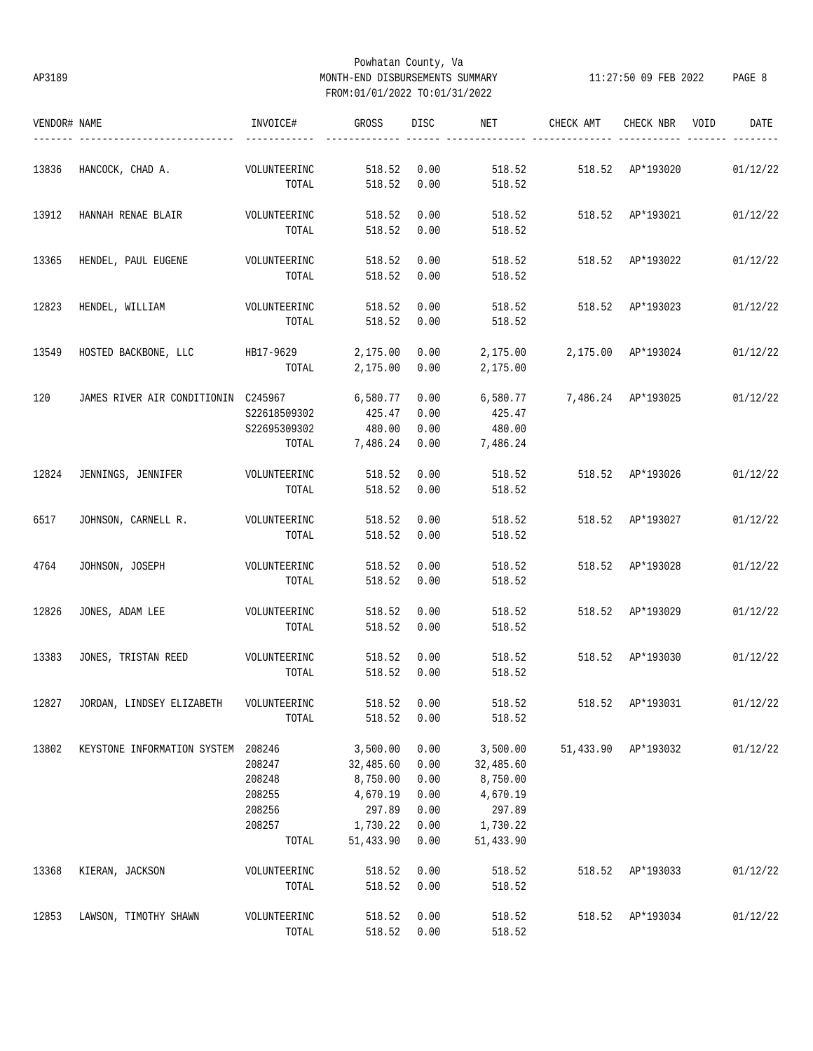Powhatan County, Va
AP3189 MONTH-END DISBURSEMENTS SUMMARY 11:27:50 09 FEB 2022
FROM:01/01/2022 TO:01/31/2022

| VENDOR# | NAME | INVOICE# | GROSS | DISC | NET | CHECK AMT | CHECK NBR | VOID | DATE |
|---|---|---|---|---|---|---|---|---|---|
| 13836 | HANCOCK, CHAD A. | VOLUNTEERINC | 518.52 | 0.00 | 518.52 | 518.52 | AP*193020 | | 01/12/22 |
| | | TOTAL | 518.52 | 0.00 | 518.52 | | | | |
| 13912 | HANNAH RENAE BLAIR | VOLUNTEERINC | 518.52 | 0.00 | 518.52 | 518.52 | AP*193021 | | 01/12/22 |
| | | TOTAL | 518.52 | 0.00 | 518.52 | | | | |
| 13365 | HENDEL, PAUL EUGENE | VOLUNTEERINC | 518.52 | 0.00 | 518.52 | 518.52 | AP*193022 | | 01/12/22 |
| | | TOTAL | 518.52 | 0.00 | 518.52 | | | | |
| 12823 | HENDEL, WILLIAM | VOLUNTEERINC | 518.52 | 0.00 | 518.52 | 518.52 | AP*193023 | | 01/12/22 |
| | | TOTAL | 518.52 | 0.00 | 518.52 | | | | |
| 13549 | HOSTED BACKBONE, LLC | HB17-9629 | 2,175.00 | 0.00 | 2,175.00 | 2,175.00 | AP*193024 | | 01/12/22 |
| | | TOTAL | 2,175.00 | 0.00 | 2,175.00 | | | | |
| 120 | JAMES RIVER AIR CONDITIONIN | C245967 | 6,580.77 | 0.00 | 6,580.77 | 7,486.24 | AP*193025 | | 01/12/22 |
| | | S22618509302 | 425.47 | 0.00 | 425.47 | | | | |
| | | S22695309302 | 480.00 | 0.00 | 480.00 | | | | |
| | | TOTAL | 7,486.24 | 0.00 | 7,486.24 | | | | |
| 12824 | JENNINGS, JENNIFER | VOLUNTEERINC | 518.52 | 0.00 | 518.52 | 518.52 | AP*193026 | | 01/12/22 |
| | | TOTAL | 518.52 | 0.00 | 518.52 | | | | |
| 6517 | JOHNSON, CARNELL R. | VOLUNTEERINC | 518.52 | 0.00 | 518.52 | 518.52 | AP*193027 | | 01/12/22 |
| | | TOTAL | 518.52 | 0.00 | 518.52 | | | | |
| 4764 | JOHNSON, JOSEPH | VOLUNTEERINC | 518.52 | 0.00 | 518.52 | 518.52 | AP*193028 | | 01/12/22 |
| | | TOTAL | 518.52 | 0.00 | 518.52 | | | | |
| 12826 | JONES, ADAM LEE | VOLUNTEERINC | 518.52 | 0.00 | 518.52 | 518.52 | AP*193029 | | 01/12/22 |
| | | TOTAL | 518.52 | 0.00 | 518.52 | | | | |
| 13383 | JONES, TRISTAN REED | VOLUNTEERINC | 518.52 | 0.00 | 518.52 | 518.52 | AP*193030 | | 01/12/22 |
| | | TOTAL | 518.52 | 0.00 | 518.52 | | | | |
| 12827 | JORDAN, LINDSEY ELIZABETH | VOLUNTEERINC | 518.52 | 0.00 | 518.52 | 518.52 | AP*193031 | | 01/12/22 |
| | | TOTAL | 518.52 | 0.00 | 518.52 | | | | |
| 13802 | KEYSTONE INFORMATION SYSTEM | 208246 | 3,500.00 | 0.00 | 3,500.00 | 51,433.90 | AP*193032 | | 01/12/22 |
| | | 208247 | 32,485.60 | 0.00 | 32,485.60 | | | | |
| | | 208248 | 8,750.00 | 0.00 | 8,750.00 | | | | |
| | | 208255 | 4,670.19 | 0.00 | 4,670.19 | | | | |
| | | 208256 | 297.89 | 0.00 | 297.89 | | | | |
| | | 208257 | 1,730.22 | 0.00 | 1,730.22 | | | | |
| | | TOTAL | 51,433.90 | 0.00 | 51,433.90 | | | | |
| 13368 | KIERAN, JACKSON | VOLUNTEERINC | 518.52 | 0.00 | 518.52 | 518.52 | AP*193033 | | 01/12/22 |
| | | TOTAL | 518.52 | 0.00 | 518.52 | | | | |
| 12853 | LAWSON, TIMOTHY SHAWN | VOLUNTEERINC | 518.52 | 0.00 | 518.52 | 518.52 | AP*193034 | | 01/12/22 |
| | | TOTAL | 518.52 | 0.00 | 518.52 | | | | |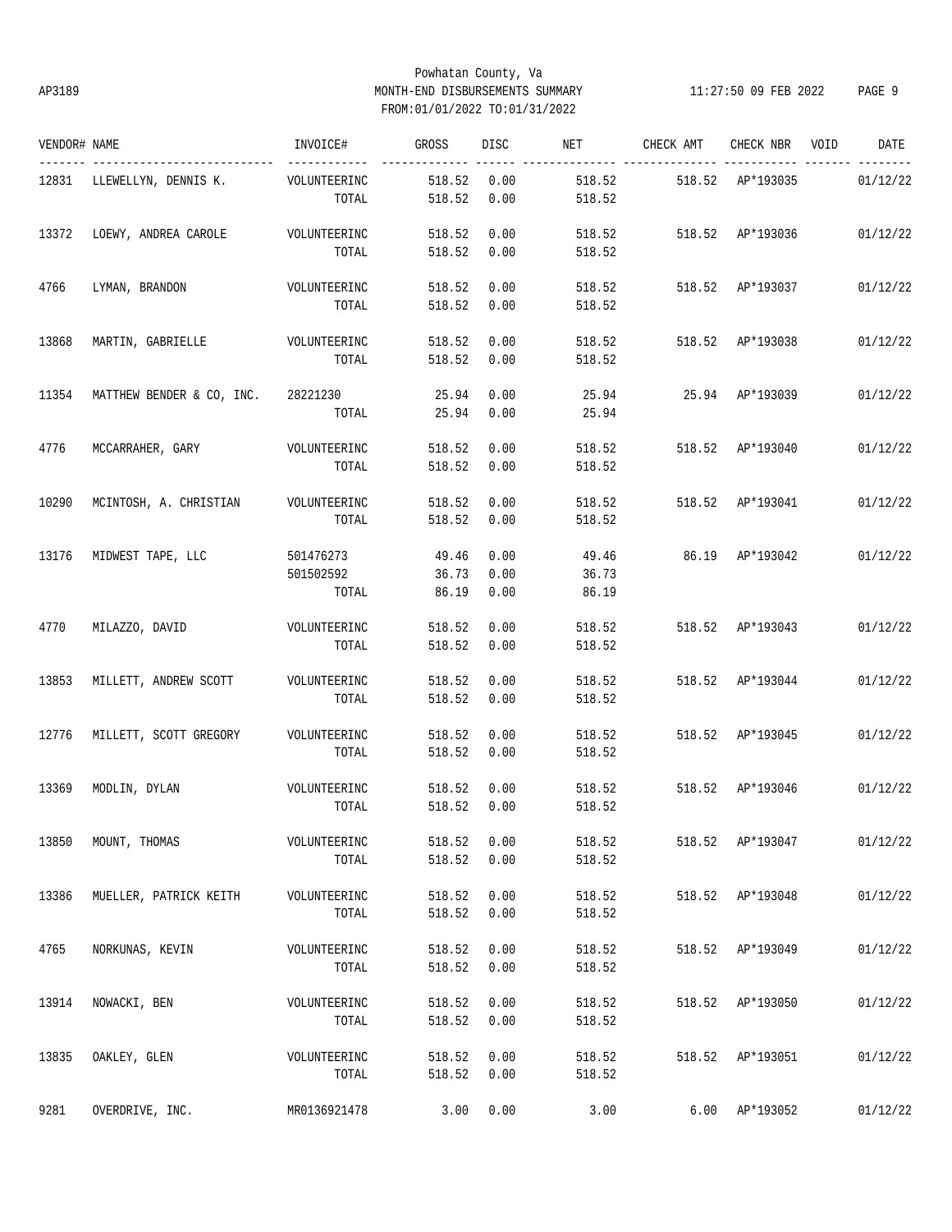Powhatan County, Va

AP3189 MONTH-END DISBURSEMENTS SUMMARY 11:27:50 09 FEB 2022

FROM:01/01/2022 TO:01/31/2022

| VENDOR# | NAME | INVOICE# | GROSS | DISC | NET | CHECK AMT | CHECK NBR | VOID | DATE |
|---|---|---|---|---|---|---|---|---|---|
| 12831 | LLEWELLYN, DENNIS K. | VOLUNTEERINC | 518.52 | 0.00 | 518.52 | 518.52 | AP*193035 | | 01/12/22 |
| | | TOTAL | 518.52 | 0.00 | 518.52 | | | | |
| 13372 | LOEWY, ANDREA CAROLE | VOLUNTEERINC | 518.52 | 0.00 | 518.52 | 518.52 | AP*193036 | | 01/12/22 |
| | | TOTAL | 518.52 | 0.00 | 518.52 | | | | |
| 4766 | LYMAN, BRANDON | VOLUNTEERINC | 518.52 | 0.00 | 518.52 | 518.52 | AP*193037 | | 01/12/22 |
| | | TOTAL | 518.52 | 0.00 | 518.52 | | | | |
| 13868 | MARTIN, GABRIELLE | VOLUNTEERINC | 518.52 | 0.00 | 518.52 | 518.52 | AP*193038 | | 01/12/22 |
| | | TOTAL | 518.52 | 0.00 | 518.52 | | | | |
| 11354 | MATTHEW BENDER & CO, INC. | 28221230 | 25.94 | 0.00 | 25.94 | 25.94 | AP*193039 | | 01/12/22 |
| | | TOTAL | 25.94 | 0.00 | 25.94 | | | | |
| 4776 | MCCARRAHER, GARY | VOLUNTEERINC | 518.52 | 0.00 | 518.52 | 518.52 | AP*193040 | | 01/12/22 |
| | | TOTAL | 518.52 | 0.00 | 518.52 | | | | |
| 10290 | MCINTOSH, A. CHRISTIAN | VOLUNTEERINC | 518.52 | 0.00 | 518.52 | 518.52 | AP*193041 | | 01/12/22 |
| | | TOTAL | 518.52 | 0.00 | 518.52 | | | | |
| 13176 | MIDWEST TAPE, LLC | 501476273 | 49.46 | 0.00 | 49.46 | 86.19 | AP*193042 | | 01/12/22 |
| | | 501502592 | 36.73 | 0.00 | 36.73 | | | | |
| | | TOTAL | 86.19 | 0.00 | 86.19 | | | | |
| 4770 | MILAZZO, DAVID | VOLUNTEERINC | 518.52 | 0.00 | 518.52 | 518.52 | AP*193043 | | 01/12/22 |
| | | TOTAL | 518.52 | 0.00 | 518.52 | | | | |
| 13853 | MILLETT, ANDREW SCOTT | VOLUNTEERINC | 518.52 | 0.00 | 518.52 | 518.52 | AP*193044 | | 01/12/22 |
| | | TOTAL | 518.52 | 0.00 | 518.52 | | | | |
| 12776 | MILLETT, SCOTT GREGORY | VOLUNTEERINC | 518.52 | 0.00 | 518.52 | 518.52 | AP*193045 | | 01/12/22 |
| | | TOTAL | 518.52 | 0.00 | 518.52 | | | | |
| 13369 | MODLIN, DYLAN | VOLUNTEERINC | 518.52 | 0.00 | 518.52 | 518.52 | AP*193046 | | 01/12/22 |
| | | TOTAL | 518.52 | 0.00 | 518.52 | | | | |
| 13850 | MOUNT, THOMAS | VOLUNTEERINC | 518.52 | 0.00 | 518.52 | 518.52 | AP*193047 | | 01/12/22 |
| | | TOTAL | 518.52 | 0.00 | 518.52 | | | | |
| 13386 | MUELLER, PATRICK KEITH | VOLUNTEERINC | 518.52 | 0.00 | 518.52 | 518.52 | AP*193048 | | 01/12/22 |
| | | TOTAL | 518.52 | 0.00 | 518.52 | | | | |
| 4765 | NORKUNAS, KEVIN | VOLUNTEERINC | 518.52 | 0.00 | 518.52 | 518.52 | AP*193049 | | 01/12/22 |
| | | TOTAL | 518.52 | 0.00 | 518.52 | | | | |
| 13914 | NOWACKI, BEN | VOLUNTEERINC | 518.52 | 0.00 | 518.52 | 518.52 | AP*193050 | | 01/12/22 |
| | | TOTAL | 518.52 | 0.00 | 518.52 | | | | |
| 13835 | OAKLEY, GLEN | VOLUNTEERINC | 518.52 | 0.00 | 518.52 | 518.52 | AP*193051 | | 01/12/22 |
| | | TOTAL | 518.52 | 0.00 | 518.52 | | | | |
| 9281 | OVERDRIVE, INC. | MR0136921478 | 3.00 | 0.00 | 3.00 | 6.00 | AP*193052 | | 01/12/22 |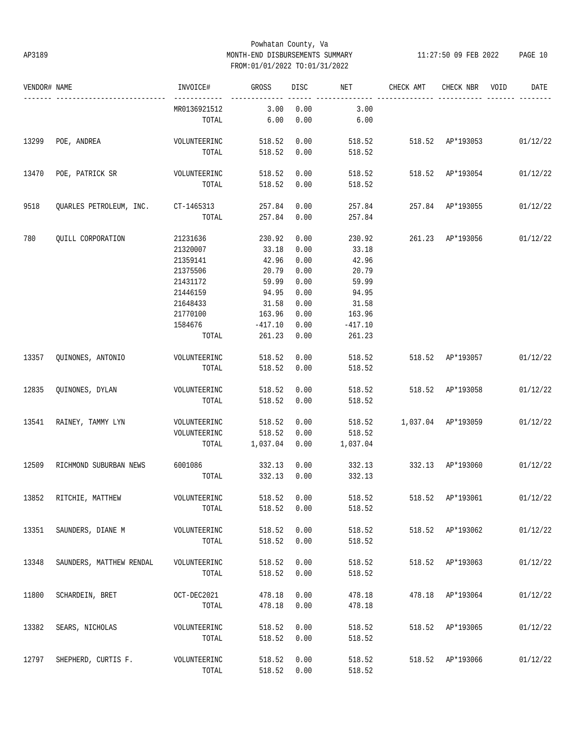Powhatan County, Va
AP3189 MONTH-END DISBURSEMENTS SUMMARY 11:27:50 09 FEB 2022
FROM:01/01/2022 TO:01/31/2022

| VENDOR# | NAME | INVOICE# | GROSS | DISC | NET | CHECK AMT | CHECK NBR | VOID | DATE |
|---|---|---|---|---|---|---|---|---|---|
| | | MR0136921512 | 3.00 | 0.00 | 3.00 | | | | |
| | | TOTAL | 6.00 | 0.00 | 6.00 | | | | |
| 13299 | POE, ANDREA | VOLUNTEERINC | 518.52 | 0.00 | 518.52 | 518.52 | AP*193053 | | 01/12/22 |
| | | TOTAL | 518.52 | 0.00 | 518.52 | | | | |
| 13470 | POE, PATRICK SR | VOLUNTEERINC | 518.52 | 0.00 | 518.52 | 518.52 | AP*193054 | | 01/12/22 |
| | | TOTAL | 518.52 | 0.00 | 518.52 | | | | |
| 9518 | QUARLES PETROLEUM, INC. | CT-1465313 | 257.84 | 0.00 | 257.84 | 257.84 | AP*193055 | | 01/12/22 |
| | | TOTAL | 257.84 | 0.00 | 257.84 | | | | |
| 780 | QUILL CORPORATION | 21231636 | 230.92 | 0.00 | 230.92 | 261.23 | AP*193056 | | 01/12/22 |
| | | 21320007 | 33.18 | 0.00 | 33.18 | | | | |
| | | 21359141 | 42.96 | 0.00 | 42.96 | | | | |
| | | 21375506 | 20.79 | 0.00 | 20.79 | | | | |
| | | 21431172 | 59.99 | 0.00 | 59.99 | | | | |
| | | 21446159 | 94.95 | 0.00 | 94.95 | | | | |
| | | 21648433 | 31.58 | 0.00 | 31.58 | | | | |
| | | 21770100 | 163.96 | 0.00 | 163.96 | | | | |
| | | 1584676 | -417.10 | 0.00 | -417.10 | | | | |
| | | TOTAL | 261.23 | 0.00 | 261.23 | | | | |
| 13357 | QUINONES, ANTONIO | VOLUNTEERINC | 518.52 | 0.00 | 518.52 | 518.52 | AP*193057 | | 01/12/22 |
| | | TOTAL | 518.52 | 0.00 | 518.52 | | | | |
| 12835 | QUINONES, DYLAN | VOLUNTEERINC | 518.52 | 0.00 | 518.52 | 518.52 | AP*193058 | | 01/12/22 |
| | | TOTAL | 518.52 | 0.00 | 518.52 | | | | |
| 13541 | RAINEY, TAMMY LYN | VOLUNTEERINC | 518.52 | 0.00 | 518.52 | 1,037.04 | AP*193059 | | 01/12/22 |
| | | VOLUNTEERINC | 518.52 | 0.00 | 518.52 | | | | |
| | | TOTAL | 1,037.04 | 0.00 | 1,037.04 | | | | |
| 12509 | RICHMOND SUBURBAN NEWS | 6001086 | 332.13 | 0.00 | 332.13 | 332.13 | AP*193060 | | 01/12/22 |
| | | TOTAL | 332.13 | 0.00 | 332.13 | | | | |
| 13852 | RITCHIE, MATTHEW | VOLUNTEERINC | 518.52 | 0.00 | 518.52 | 518.52 | AP*193061 | | 01/12/22 |
| | | TOTAL | 518.52 | 0.00 | 518.52 | | | | |
| 13351 | SAUNDERS, DIANE M | VOLUNTEERINC | 518.52 | 0.00 | 518.52 | 518.52 | AP*193062 | | 01/12/22 |
| | | TOTAL | 518.52 | 0.00 | 518.52 | | | | |
| 13348 | SAUNDERS, MATTHEW RENDAL | VOLUNTEERINC | 518.52 | 0.00 | 518.52 | 518.52 | AP*193063 | | 01/12/22 |
| | | TOTAL | 518.52 | 0.00 | 518.52 | | | | |
| 11800 | SCHARDEIN, BRET | OCT-DEC2021 | 478.18 | 0.00 | 478.18 | 478.18 | AP*193064 | | 01/12/22 |
| | | TOTAL | 478.18 | 0.00 | 478.18 | | | | |
| 13382 | SEARS, NICHOLAS | VOLUNTEERINC | 518.52 | 0.00 | 518.52 | 518.52 | AP*193065 | | 01/12/22 |
| | | TOTAL | 518.52 | 0.00 | 518.52 | | | | |
| 12797 | SHEPHERD, CURTIS F. | VOLUNTEERINC | 518.52 | 0.00 | 518.52 | 518.52 | AP*193066 | | 01/12/22 |
| | | TOTAL | 518.52 | 0.00 | 518.52 | | | | |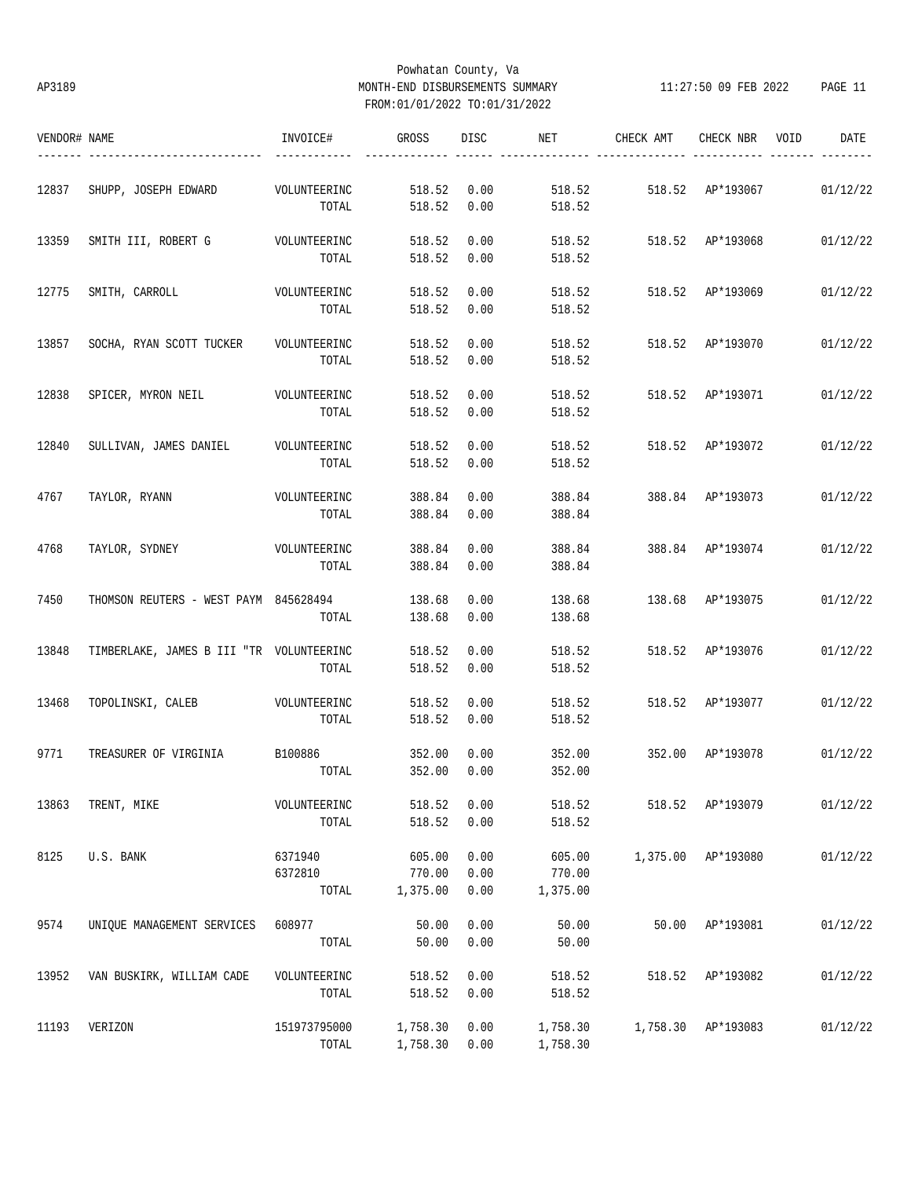Powhatan County, Va
AP3189 MONTH-END DISBURSEMENTS SUMMARY 11:27:50 09 FEB 2022
FROM:01/01/2022 TO:01/31/2022

| VENDOR# | NAME | INVOICE# | GROSS | DISC | NET | CHECK AMT | CHECK NBR | VOID | DATE |
|---|---|---|---|---|---|---|---|---|---|
| 12837 | SHUPP, JOSEPH EDWARD | VOLUNTEERINC | 518.52 | 0.00 | 518.52 | 518.52 | AP*193067 | | 01/12/22 |
| | | TOTAL | 518.52 | 0.00 | 518.52 | | | | |
| 13359 | SMITH III, ROBERT G | VOLUNTEERINC | 518.52 | 0.00 | 518.52 | 518.52 | AP*193068 | | 01/12/22 |
| | | TOTAL | 518.52 | 0.00 | 518.52 | | | | |
| 12775 | SMITH, CARROLL | VOLUNTEERINC | 518.52 | 0.00 | 518.52 | 518.52 | AP*193069 | | 01/12/22 |
| | | TOTAL | 518.52 | 0.00 | 518.52 | | | | |
| 13857 | SOCHA, RYAN SCOTT TUCKER | VOLUNTEERINC | 518.52 | 0.00 | 518.52 | 518.52 | AP*193070 | | 01/12/22 |
| | | TOTAL | 518.52 | 0.00 | 518.52 | | | | |
| 12838 | SPICER, MYRON NEIL | VOLUNTEERINC | 518.52 | 0.00 | 518.52 | 518.52 | AP*193071 | | 01/12/22 |
| | | TOTAL | 518.52 | 0.00 | 518.52 | | | | |
| 12840 | SULLIVAN, JAMES DANIEL | VOLUNTEERINC | 518.52 | 0.00 | 518.52 | 518.52 | AP*193072 | | 01/12/22 |
| | | TOTAL | 518.52 | 0.00 | 518.52 | | | | |
| 4767 | TAYLOR, RYANN | VOLUNTEERINC | 388.84 | 0.00 | 388.84 | 388.84 | AP*193073 | | 01/12/22 |
| | | TOTAL | 388.84 | 0.00 | 388.84 | | | | |
| 4768 | TAYLOR, SYDNEY | VOLUNTEERINC | 388.84 | 0.00 | 388.84 | 388.84 | AP*193074 | | 01/12/22 |
| | | TOTAL | 388.84 | 0.00 | 388.84 | | | | |
| 7450 | THOMSON REUTERS - WEST PAYM | 845628494 | 138.68 | 0.00 | 138.68 | 138.68 | AP*193075 | | 01/12/22 |
| | | TOTAL | 138.68 | 0.00 | 138.68 | | | | |
| 13848 | TIMBERLAKE, JAMES B III "TR | VOLUNTEERINC | 518.52 | 0.00 | 518.52 | 518.52 | AP*193076 | | 01/12/22 |
| | | TOTAL | 518.52 | 0.00 | 518.52 | | | | |
| 13468 | TOPOLINSKI, CALEB | VOLUNTEERINC | 518.52 | 0.00 | 518.52 | 518.52 | AP*193077 | | 01/12/22 |
| | | TOTAL | 518.52 | 0.00 | 518.52 | | | | |
| 9771 | TREASURER OF VIRGINIA | B100886 | 352.00 | 0.00 | 352.00 | 352.00 | AP*193078 | | 01/12/22 |
| | | TOTAL | 352.00 | 0.00 | 352.00 | | | | |
| 13863 | TRENT, MIKE | VOLUNTEERINC | 518.52 | 0.00 | 518.52 | 518.52 | AP*193079 | | 01/12/22 |
| | | TOTAL | 518.52 | 0.00 | 518.52 | | | | |
| 8125 | U.S. BANK | 6371940 | 605.00 | 0.00 | 605.00 | 1,375.00 | AP*193080 | | 01/12/22 |
| | | 6372810 | 770.00 | 0.00 | 770.00 | | | | |
| | | TOTAL | 1,375.00 | 0.00 | 1,375.00 | | | | |
| 9574 | UNIQUE MANAGEMENT SERVICES | 608977 | 50.00 | 0.00 | 50.00 | 50.00 | AP*193081 | | 01/12/22 |
| | | TOTAL | 50.00 | 0.00 | 50.00 | | | | |
| 13952 | VAN BUSKIRK, WILLIAM CADE | VOLUNTEERINC | 518.52 | 0.00 | 518.52 | 518.52 | AP*193082 | | 01/12/22 |
| | | TOTAL | 518.52 | 0.00 | 518.52 | | | | |
| 11193 | VERIZON | 151973795000 | 1,758.30 | 0.00 | 1,758.30 | 1,758.30 | AP*193083 | | 01/12/22 |
| | | TOTAL | 1,758.30 | 0.00 | 1,758.30 | | | | |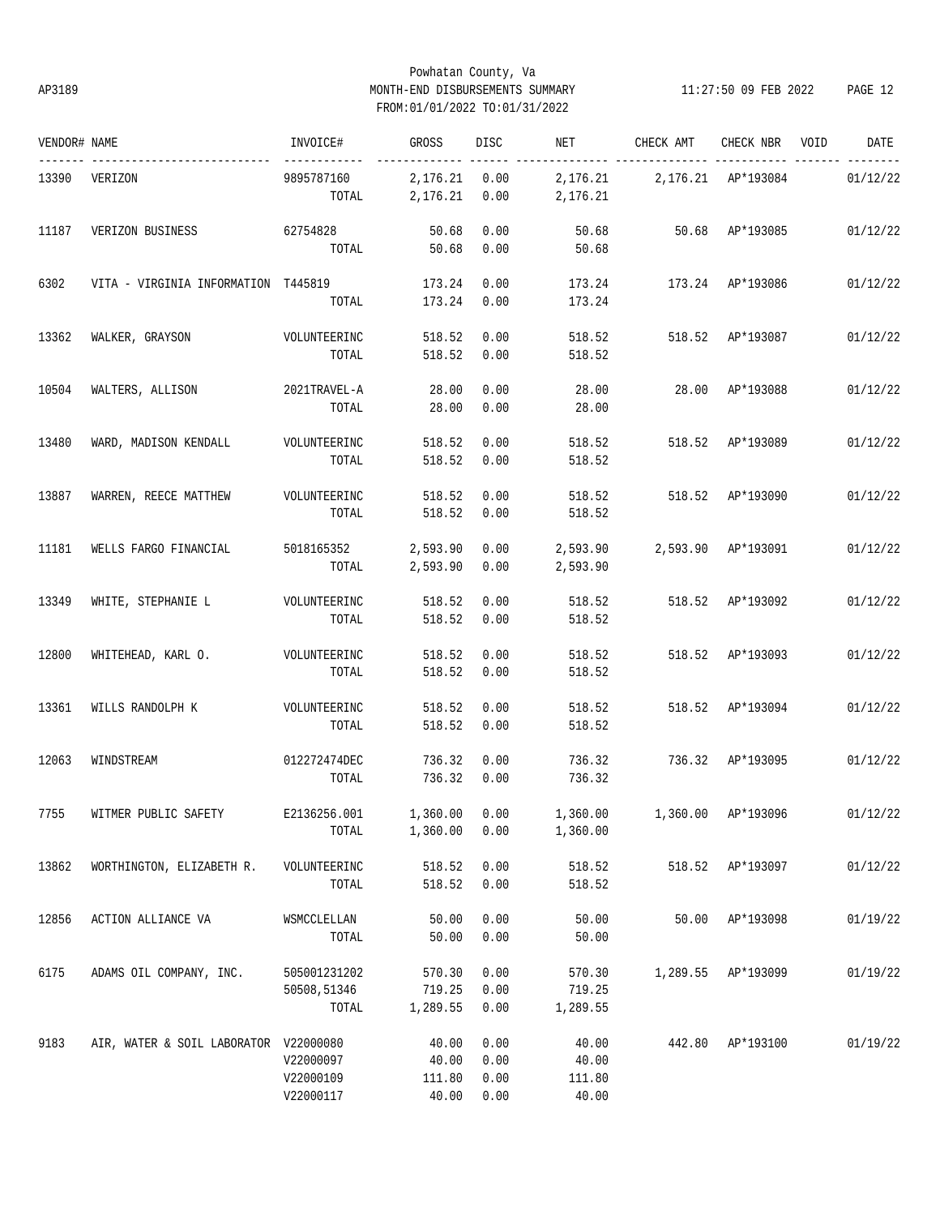Powhatan County, Va
AP3189 MONTH-END DISBURSEMENTS SUMMARY 11:27:50 09 FEB 2022 PAGE 12
FROM:01/01/2022 TO:01/31/2022

| VENDOR# | NAME | INVOICE# | GROSS | DISC | NET | CHECK AMT | CHECK NBR | VOID | DATE |
|---|---|---|---|---|---|---|---|---|---|
| 13390 | VERIZON | 9895787160 | 2,176.21 | 0.00 | 2,176.21 | 2,176.21 | AP*193084 | | 01/12/22 |
| | | TOTAL | 2,176.21 | 0.00 | 2,176.21 | | | | |
| 11187 | VERIZON BUSINESS | 62754828 | 50.68 | 0.00 | 50.68 | 50.68 | AP*193085 | | 01/12/22 |
| | | TOTAL | 50.68 | 0.00 | 50.68 | | | | |
| 6302 | VITA - VIRGINIA INFORMATION | T445819 | 173.24 | 0.00 | 173.24 | 173.24 | AP*193086 | | 01/12/22 |
| | | TOTAL | 173.24 | 0.00 | 173.24 | | | | |
| 13362 | WALKER, GRAYSON | VOLUNTEERINC | 518.52 | 0.00 | 518.52 | 518.52 | AP*193087 | | 01/12/22 |
| | | TOTAL | 518.52 | 0.00 | 518.52 | | | | |
| 10504 | WALTERS, ALLISON | 2021TRAVEL-A | 28.00 | 0.00 | 28.00 | 28.00 | AP*193088 | | 01/12/22 |
| | | TOTAL | 28.00 | 0.00 | 28.00 | | | | |
| 13480 | WARD, MADISON KENDALL | VOLUNTEERINC | 518.52 | 0.00 | 518.52 | 518.52 | AP*193089 | | 01/12/22 |
| | | TOTAL | 518.52 | 0.00 | 518.52 | | | | |
| 13887 | WARREN, REECE MATTHEW | VOLUNTEERINC | 518.52 | 0.00 | 518.52 | 518.52 | AP*193090 | | 01/12/22 |
| | | TOTAL | 518.52 | 0.00 | 518.52 | | | | |
| 11181 | WELLS FARGO FINANCIAL | 5018165352 | 2,593.90 | 0.00 | 2,593.90 | 2,593.90 | AP*193091 | | 01/12/22 |
| | | TOTAL | 2,593.90 | 0.00 | 2,593.90 | | | | |
| 13349 | WHITE, STEPHANIE L | VOLUNTEERINC | 518.52 | 0.00 | 518.52 | 518.52 | AP*193092 | | 01/12/22 |
| | | TOTAL | 518.52 | 0.00 | 518.52 | | | | |
| 12800 | WHITEHEAD, KARL O. | VOLUNTEERINC | 518.52 | 0.00 | 518.52 | 518.52 | AP*193093 | | 01/12/22 |
| | | TOTAL | 518.52 | 0.00 | 518.52 | | | | |
| 13361 | WILLS RANDOLPH K | VOLUNTEERINC | 518.52 | 0.00 | 518.52 | 518.52 | AP*193094 | | 01/12/22 |
| | | TOTAL | 518.52 | 0.00 | 518.52 | | | | |
| 12063 | WINDSTREAM | 012272474DEC | 736.32 | 0.00 | 736.32 | 736.32 | AP*193095 | | 01/12/22 |
| | | TOTAL | 736.32 | 0.00 | 736.32 | | | | |
| 7755 | WITMER PUBLIC SAFETY | E2136256.001 | 1,360.00 | 0.00 | 1,360.00 | 1,360.00 | AP*193096 | | 01/12/22 |
| | | TOTAL | 1,360.00 | 0.00 | 1,360.00 | | | | |
| 13862 | WORTHINGTON, ELIZABETH R. | VOLUNTEERINC | 518.52 | 0.00 | 518.52 | 518.52 | AP*193097 | | 01/12/22 |
| | | TOTAL | 518.52 | 0.00 | 518.52 | | | | |
| 12856 | ACTION ALLIANCE VA | WSMCCLELLAN | 50.00 | 0.00 | 50.00 | 50.00 | AP*193098 | | 01/19/22 |
| | | TOTAL | 50.00 | 0.00 | 50.00 | | | | |
| 6175 | ADAMS OIL COMPANY, INC. | 505001231202 | 570.30 | 0.00 | 570.30 | 1,289.55 | AP*193099 | | 01/19/22 |
| | | 50508,51346 | 719.25 | 0.00 | 719.25 | | | | |
| | | TOTAL | 1,289.55 | 0.00 | 1,289.55 | | | | |
| 9183 | AIR, WATER & SOIL LABORATOR | V22000080 | 40.00 | 0.00 | 40.00 | 442.80 | AP*193100 | | 01/19/22 |
| | | V22000097 | 40.00 | 0.00 | 40.00 | | | | |
| | | V22000109 | 111.80 | 0.00 | 111.80 | | | | |
| | | V22000117 | 40.00 | 0.00 | 40.00 | | | | |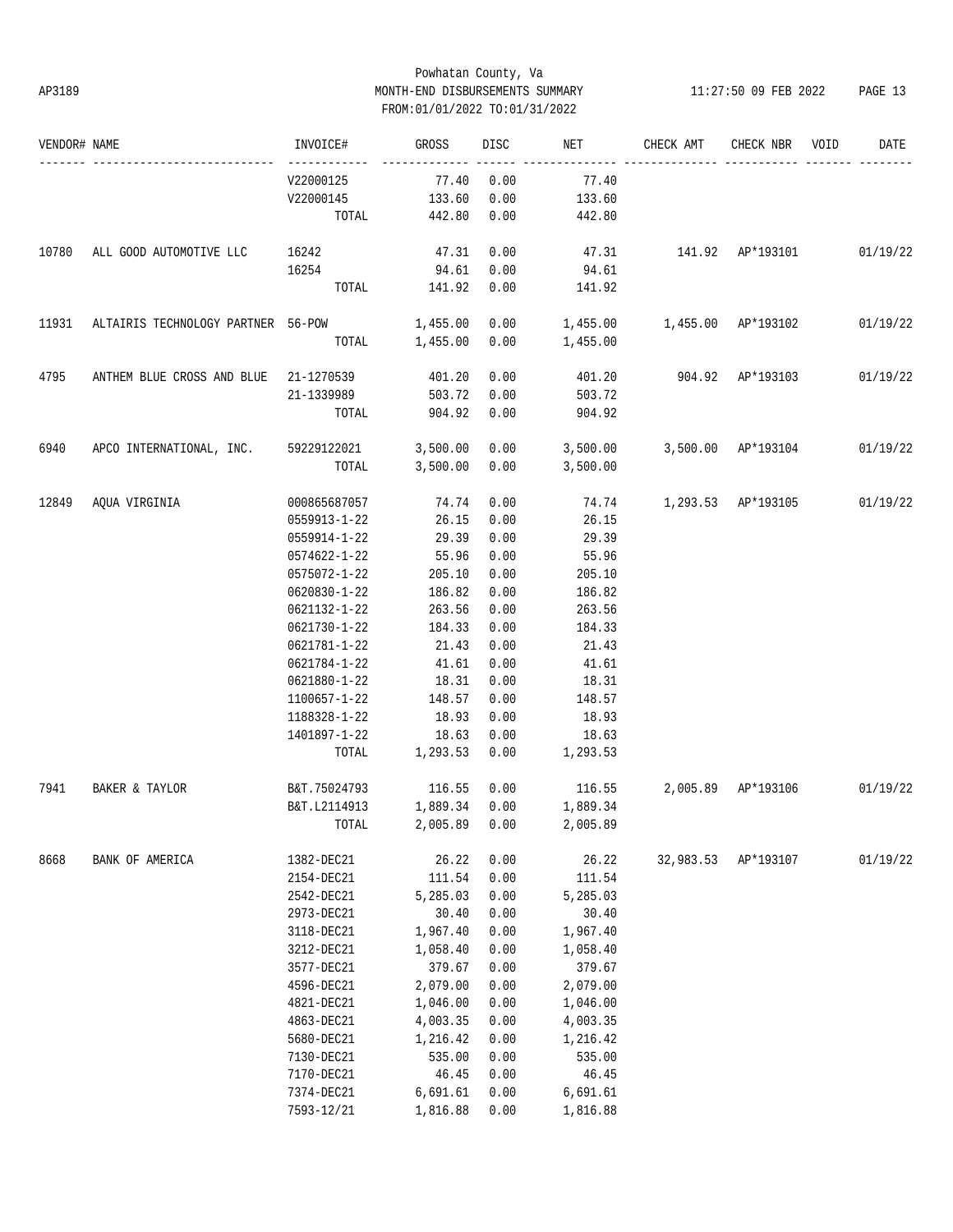Powhatan County, Va

MONTH-END DISBURSEMENTS SUMMARY

FROM:01/01/2022 TO:01/31/2022

| VENDOR# | NAME | INVOICE# | GROSS | DISC | NET | CHECK AMT | CHECK NBR | VOID | DATE |
|---|---|---|---|---|---|---|---|---|---|
| | | V22000125 | 77.40 | 0.00 | 77.40 | | | | |
| | | V22000145 | 133.60 | 0.00 | 133.60 | | | | |
| | | TOTAL | 442.80 | 0.00 | 442.80 | | | | |
| 10780 | ALL GOOD AUTOMOTIVE LLC | 16242 | 47.31 | 0.00 | 47.31 | 141.92 | AP*193101 | | 01/19/22 |
| | | 16254 | 94.61 | 0.00 | 94.61 | | | | |
| | | TOTAL | 141.92 | 0.00 | 141.92 | | | | |
| 11931 | ALTAIRIS TECHNOLOGY PARTNER | 56-POW | 1,455.00 | 0.00 | 1,455.00 | 1,455.00 | AP*193102 | | 01/19/22 |
| | | TOTAL | 1,455.00 | 0.00 | 1,455.00 | | | | |
| 4795 | ANTHEM BLUE CROSS AND BLUE | 21-1270539 | 401.20 | 0.00 | 401.20 | 904.92 | AP*193103 | | 01/19/22 |
| | | 21-1339989 | 503.72 | 0.00 | 503.72 | | | | |
| | | TOTAL | 904.92 | 0.00 | 904.92 | | | | |
| 6940 | APCO INTERNATIONAL, INC. | 59229122021 | 3,500.00 | 0.00 | 3,500.00 | 3,500.00 | AP*193104 | | 01/19/22 |
| | | TOTAL | 3,500.00 | 0.00 | 3,500.00 | | | | |
| 12849 | AQUA VIRGINIA | 000865687057 | 74.74 | 0.00 | 74.74 | 1,293.53 | AP*193105 | | 01/19/22 |
| | | 0559913-1-22 | 26.15 | 0.00 | 26.15 | | | | |
| | | 0559914-1-22 | 29.39 | 0.00 | 29.39 | | | | |
| | | 0574622-1-22 | 55.96 | 0.00 | 55.96 | | | | |
| | | 0575072-1-22 | 205.10 | 0.00 | 205.10 | | | | |
| | | 0620830-1-22 | 186.82 | 0.00 | 186.82 | | | | |
| | | 0621132-1-22 | 263.56 | 0.00 | 263.56 | | | | |
| | | 0621730-1-22 | 184.33 | 0.00 | 184.33 | | | | |
| | | 0621781-1-22 | 21.43 | 0.00 | 21.43 | | | | |
| | | 0621784-1-22 | 41.61 | 0.00 | 41.61 | | | | |
| | | 0621880-1-22 | 18.31 | 0.00 | 18.31 | | | | |
| | | 1100657-1-22 | 148.57 | 0.00 | 148.57 | | | | |
| | | 1188328-1-22 | 18.93 | 0.00 | 18.93 | | | | |
| | | 1401897-1-22 | 18.63 | 0.00 | 18.63 | | | | |
| | | TOTAL | 1,293.53 | 0.00 | 1,293.53 | | | | |
| 7941 | BAKER & TAYLOR | B&T.75024793 | 116.55 | 0.00 | 116.55 | 2,005.89 | AP*193106 | | 01/19/22 |
| | | B&T.L2114913 | 1,889.34 | 0.00 | 1,889.34 | | | | |
| | | TOTAL | 2,005.89 | 0.00 | 2,005.89 | | | | |
| 8668 | BANK OF AMERICA | 1382-DEC21 | 26.22 | 0.00 | 26.22 | 32,983.53 | AP*193107 | | 01/19/22 |
| | | 2154-DEC21 | 111.54 | 0.00 | 111.54 | | | | |
| | | 2542-DEC21 | 5,285.03 | 0.00 | 5,285.03 | | | | |
| | | 2973-DEC21 | 30.40 | 0.00 | 30.40 | | | | |
| | | 3118-DEC21 | 1,967.40 | 0.00 | 1,967.40 | | | | |
| | | 3212-DEC21 | 1,058.40 | 0.00 | 1,058.40 | | | | |
| | | 3577-DEC21 | 379.67 | 0.00 | 379.67 | | | | |
| | | 4596-DEC21 | 2,079.00 | 0.00 | 2,079.00 | | | | |
| | | 4821-DEC21 | 1,046.00 | 0.00 | 1,046.00 | | | | |
| | | 4863-DEC21 | 4,003.35 | 0.00 | 4,003.35 | | | | |
| | | 5680-DEC21 | 1,216.42 | 0.00 | 1,216.42 | | | | |
| | | 7130-DEC21 | 535.00 | 0.00 | 535.00 | | | | |
| | | 7170-DEC21 | 46.45 | 0.00 | 46.45 | | | | |
| | | 7374-DEC21 | 6,691.61 | 0.00 | 6,691.61 | | | | |
| | | 7593-12/21 | 1,816.88 | 0.00 | 1,816.88 | | | | |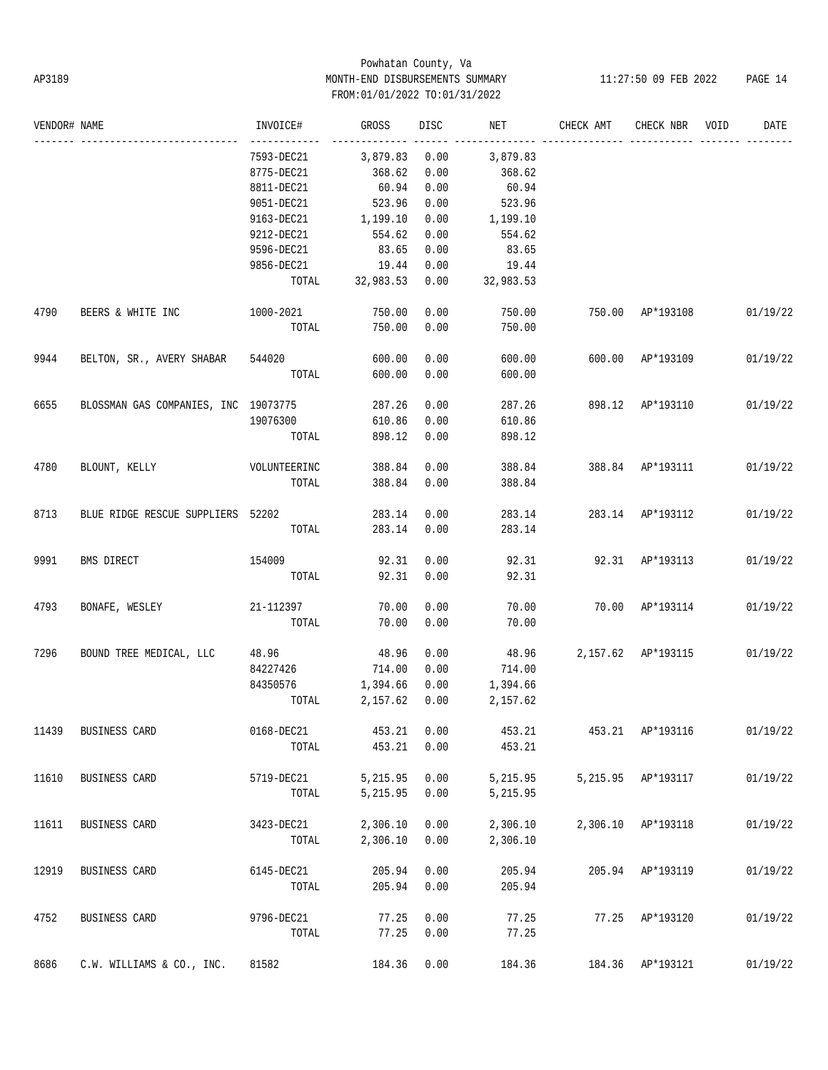Powhatan County, Va
AP3189 MONTH-END DISBURSEMENTS SUMMARY 11:27:50 09 FEB 2022
FROM:01/01/2022 TO:01/31/2022

| VENDOR# | NAME | INVOICE# | GROSS | DISC | NET | CHECK AMT | CHECK NBR | VOID | DATE |
|---|---|---|---|---|---|---|---|---|---|
| | | 7593-DEC21 | 3,879.83 | 0.00 | 3,879.83 | | | | |
| | | 8775-DEC21 | 368.62 | 0.00 | 368.62 | | | | |
| | | 8811-DEC21 | 60.94 | 0.00 | 60.94 | | | | |
| | | 9051-DEC21 | 523.96 | 0.00 | 523.96 | | | | |
| | | 9163-DEC21 | 1,199.10 | 0.00 | 1,199.10 | | | | |
| | | 9212-DEC21 | 554.62 | 0.00 | 554.62 | | | | |
| | | 9596-DEC21 | 83.65 | 0.00 | 83.65 | | | | |
| | | 9856-DEC21 | 19.44 | 0.00 | 19.44 | | | | |
| | | TOTAL | 32,983.53 | 0.00 | 32,983.53 | | | | |
| 4790 | BEERS & WHITE INC | 1000-2021 | 750.00 | 0.00 | 750.00 | 750.00 | AP*193108 | | 01/19/22 |
| | | TOTAL | 750.00 | 0.00 | 750.00 | | | | |
| 9944 | BELTON, SR., AVERY SHABAR | 544020 | 600.00 | 0.00 | 600.00 | 600.00 | AP*193109 | | 01/19/22 |
| | | TOTAL | 600.00 | 0.00 | 600.00 | | | | |
| 6655 | BLOSSMAN GAS COMPANIES, INC | 19073775 | 287.26 | 0.00 | 287.26 | 898.12 | AP*193110 | | 01/19/22 |
| | | 19076300 | 610.86 | 0.00 | 610.86 | | | | |
| | | TOTAL | 898.12 | 0.00 | 898.12 | | | | |
| 4780 | BLOUNT, KELLY | VOLUNTEERINC | 388.84 | 0.00 | 388.84 | 388.84 | AP*193111 | | 01/19/22 |
| | | TOTAL | 388.84 | 0.00 | 388.84 | | | | |
| 8713 | BLUE RIDGE RESCUE SUPPLIERS | 52202 | 283.14 | 0.00 | 283.14 | 283.14 | AP*193112 | | 01/19/22 |
| | | TOTAL | 283.14 | 0.00 | 283.14 | | | | |
| 9991 | BMS DIRECT | 154009 | 92.31 | 0.00 | 92.31 | 92.31 | AP*193113 | | 01/19/22 |
| | | TOTAL | 92.31 | 0.00 | 92.31 | | | | |
| 4793 | BONAFE, WESLEY | 21-112397 | 70.00 | 0.00 | 70.00 | 70.00 | AP*193114 | | 01/19/22 |
| | | TOTAL | 70.00 | 0.00 | 70.00 | | | | |
| 7296 | BOUND TREE MEDICAL, LLC | 48.96 | 48.96 | 0.00 | 48.96 | 2,157.62 | AP*193115 | | 01/19/22 |
| | | 84227426 | 714.00 | 0.00 | 714.00 | | | | |
| | | 84350576 | 1,394.66 | 0.00 | 1,394.66 | | | | |
| | | TOTAL | 2,157.62 | 0.00 | 2,157.62 | | | | |
| 11439 | BUSINESS CARD | 0168-DEC21 | 453.21 | 0.00 | 453.21 | 453.21 | AP*193116 | | 01/19/22 |
| | | TOTAL | 453.21 | 0.00 | 453.21 | | | | |
| 11610 | BUSINESS CARD | 5719-DEC21 | 5,215.95 | 0.00 | 5,215.95 | 5,215.95 | AP*193117 | | 01/19/22 |
| | | TOTAL | 5,215.95 | 0.00 | 5,215.95 | | | | |
| 11611 | BUSINESS CARD | 3423-DEC21 | 2,306.10 | 0.00 | 2,306.10 | 2,306.10 | AP*193118 | | 01/19/22 |
| | | TOTAL | 2,306.10 | 0.00 | 2,306.10 | | | | |
| 12919 | BUSINESS CARD | 6145-DEC21 | 205.94 | 0.00 | 205.94 | 205.94 | AP*193119 | | 01/19/22 |
| | | TOTAL | 205.94 | 0.00 | 205.94 | | | | |
| 4752 | BUSINESS CARD | 9796-DEC21 | 77.25 | 0.00 | 77.25 | 77.25 | AP*193120 | | 01/19/22 |
| | | TOTAL | 77.25 | 0.00 | 77.25 | | | | |
| 8686 | C.W. WILLIAMS & CO., INC. | 81582 | 184.36 | 0.00 | 184.36 | 184.36 | AP*193121 | | 01/19/22 |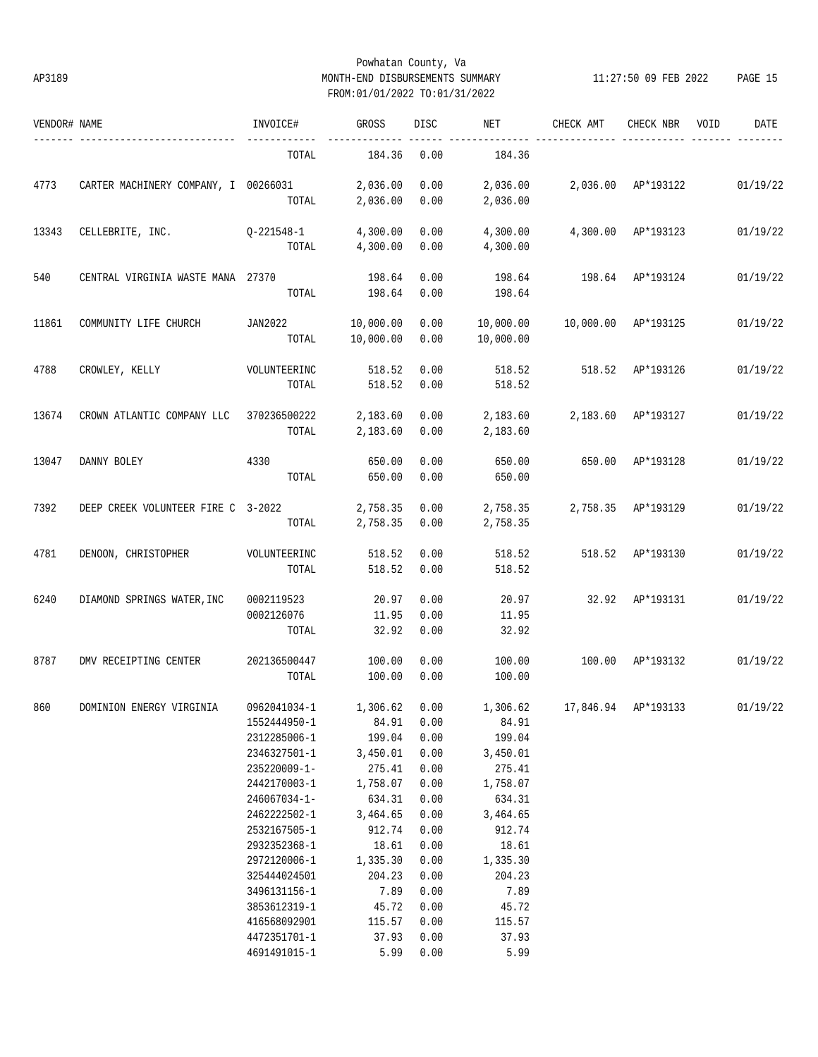Powhatan County, Va
AP3189 MONTH-END DISBURSEMENTS SUMMARY 11:27:50 09 FEB 2022 PAGE 15
FROM:01/01/2022 TO:01/31/2022

| VENDOR# | NAME | INVOICE# | GROSS | DISC | NET | CHECK AMT | CHECK NBR | VOID | DATE |
|---|---|---|---|---|---|---|---|---|---|
| | | TOTAL | 184.36 | 0.00 | 184.36 | | | | |
| 4773 | CARTER MACHINERY COMPANY, I | 00266031 | 2,036.00 | 0.00 | 2,036.00 | 2,036.00 | AP*193122 | | 01/19/22 |
| | | TOTAL | 2,036.00 | 0.00 | 2,036.00 | | | | |
| 13343 | CELLEBRITE, INC. | Q-221548-1 | 4,300.00 | 0.00 | 4,300.00 | 4,300.00 | AP*193123 | | 01/19/22 |
| | | TOTAL | 4,300.00 | 0.00 | 4,300.00 | | | | |
| 540 | CENTRAL VIRGINIA WASTE MANA | 27370 | 198.64 | 0.00 | 198.64 | 198.64 | AP*193124 | | 01/19/22 |
| | | TOTAL | 198.64 | 0.00 | 198.64 | | | | |
| 11861 | COMMUNITY LIFE CHURCH | JAN2022 | 10,000.00 | 0.00 | 10,000.00 | 10,000.00 | AP*193125 | | 01/19/22 |
| | | TOTAL | 10,000.00 | 0.00 | 10,000.00 | | | | |
| 4788 | CROWLEY, KELLY | VOLUNTEERINC | 518.52 | 0.00 | 518.52 | 518.52 | AP*193126 | | 01/19/22 |
| | | TOTAL | 518.52 | 0.00 | 518.52 | | | | |
| 13674 | CROWN ATLANTIC COMPANY LLC | 370236500222 | 2,183.60 | 0.00 | 2,183.60 | 2,183.60 | AP*193127 | | 01/19/22 |
| | | TOTAL | 2,183.60 | 0.00 | 2,183.60 | | | | |
| 13047 | DANNY BOLEY | 4330 | 650.00 | 0.00 | 650.00 | 650.00 | AP*193128 | | 01/19/22 |
| | | TOTAL | 650.00 | 0.00 | 650.00 | | | | |
| 7392 | DEEP CREEK VOLUNTEER FIRE C | 3-2022 | 2,758.35 | 0.00 | 2,758.35 | 2,758.35 | AP*193129 | | 01/19/22 |
| | | TOTAL | 2,758.35 | 0.00 | 2,758.35 | | | | |
| 4781 | DENOON, CHRISTOPHER | VOLUNTEERINC | 518.52 | 0.00 | 518.52 | 518.52 | AP*193130 | | 01/19/22 |
| | | TOTAL | 518.52 | 0.00 | 518.52 | | | | |
| 6240 | DIAMOND SPRINGS WATER,INC | 0002119523 | 20.97 | 0.00 | 20.97 | 32.92 | AP*193131 | | 01/19/22 |
| | | 0002126076 | 11.95 | 0.00 | 11.95 | | | | |
| | | TOTAL | 32.92 | 0.00 | 32.92 | | | | |
| 8787 | DMV RECEIPTING CENTER | 202136500447 | 100.00 | 0.00 | 100.00 | 100.00 | AP*193132 | | 01/19/22 |
| | | TOTAL | 100.00 | 0.00 | 100.00 | | | | |
| 860 | DOMINION ENERGY VIRGINIA | 0962041034-1 | 1,306.62 | 0.00 | 1,306.62 | 17,846.94 | AP*193133 | | 01/19/22 |
| | | 1552444950-1 | 84.91 | 0.00 | 84.91 | | | | |
| | | 2312285006-1 | 199.04 | 0.00 | 199.04 | | | | |
| | | 2346327501-1 | 3,450.01 | 0.00 | 3,450.01 | | | | |
| | | 235220009-1- | 275.41 | 0.00 | 275.41 | | | | |
| | | 2442170003-1 | 1,758.07 | 0.00 | 1,758.07 | | | | |
| | | 246067034-1- | 634.31 | 0.00 | 634.31 | | | | |
| | | 2462222502-1 | 3,464.65 | 0.00 | 3,464.65 | | | | |
| | | 2532167505-1 | 912.74 | 0.00 | 912.74 | | | | |
| | | 2932352368-1 | 18.61 | 0.00 | 18.61 | | | | |
| | | 2972120006-1 | 1,335.30 | 0.00 | 1,335.30 | | | | |
| | | 325444024501 | 204.23 | 0.00 | 204.23 | | | | |
| | | 3496131156-1 | 7.89 | 0.00 | 7.89 | | | | |
| | | 3853612319-1 | 45.72 | 0.00 | 45.72 | | | | |
| | | 416568092901 | 115.57 | 0.00 | 115.57 | | | | |
| | | 4472351701-1 | 37.93 | 0.00 | 37.93 | | | | |
| | | 4691491015-1 | 5.99 | 0.00 | 5.99 | | | | |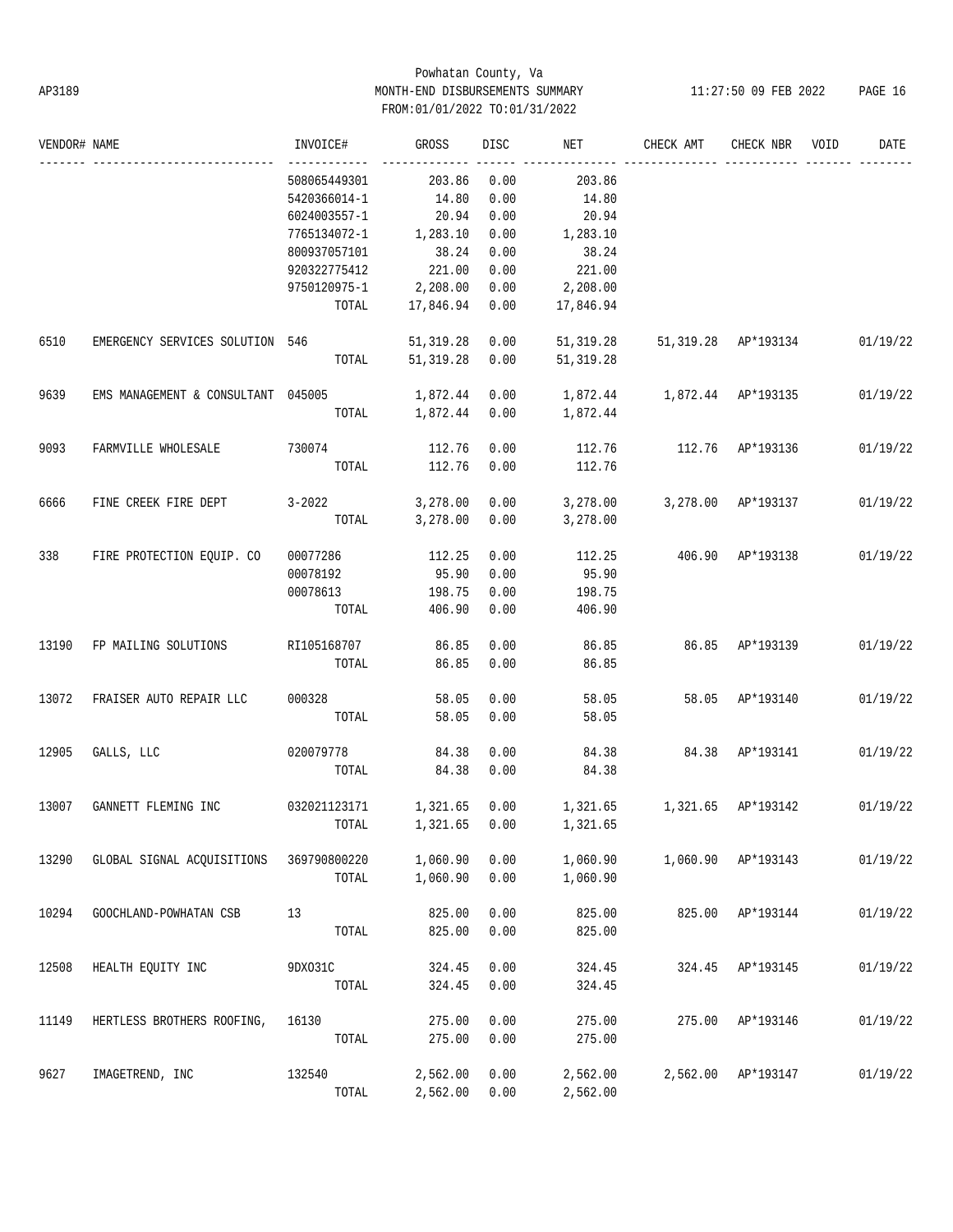Powhatan County, Va
MONTH-END DISBURSEMENTS SUMMARY
FROM:01/01/2022 TO:01/31/2022

AP3189 — 11:27:50 09 FEB 2022

| VENDOR# | NAME | INVOICE# | GROSS | DISC | NET | CHECK AMT | CHECK NBR | VOID | DATE |
|---|---|---|---|---|---|---|---|---|---|
| | | 508065449301 | 203.86 | 0.00 | 203.86 | | | | |
| | | 5420366014-1 | 14.80 | 0.00 | 14.80 | | | | |
| | | 6024003557-1 | 20.94 | 0.00 | 20.94 | | | | |
| | | 7765134072-1 | 1,283.10 | 0.00 | 1,283.10 | | | | |
| | | 800937057101 | 38.24 | 0.00 | 38.24 | | | | |
| | | 920322775412 | 221.00 | 0.00 | 221.00 | | | | |
| | | 9750120975-1 | 2,208.00 | 0.00 | 2,208.00 | | | | |
| | | TOTAL | 17,846.94 | 0.00 | 17,846.94 | | | | |
| 6510 | EMERGENCY SERVICES SOLUTION | 546 | 51,319.28 | 0.00 | 51,319.28 | 51,319.28 | AP*193134 | | 01/19/22 |
| | | TOTAL | 51,319.28 | 0.00 | 51,319.28 | | | | |
| 9639 | EMS MANAGEMENT & CONSULTANT | 045005 | 1,872.44 | 0.00 | 1,872.44 | 1,872.44 | AP*193135 | | 01/19/22 |
| | | TOTAL | 1,872.44 | 0.00 | 1,872.44 | | | | |
| 9093 | FARMVILLE WHOLESALE | 730074 | 112.76 | 0.00 | 112.76 | 112.76 | AP*193136 | | 01/19/22 |
| | | TOTAL | 112.76 | 0.00 | 112.76 | | | | |
| 6666 | FINE CREEK FIRE DEPT | 3-2022 | 3,278.00 | 0.00 | 3,278.00 | 3,278.00 | AP*193137 | | 01/19/22 |
| | | TOTAL | 3,278.00 | 0.00 | 3,278.00 | | | | |
| 338 | FIRE PROTECTION EQUIP. CO | 00077286 | 112.25 | 0.00 | 112.25 | 406.90 | AP*193138 | | 01/19/22 |
| | | 00078192 | 95.90 | 0.00 | 95.90 | | | | |
| | | 00078613 | 198.75 | 0.00 | 198.75 | | | | |
| | | TOTAL | 406.90 | 0.00 | 406.90 | | | | |
| 13190 | FP MAILING SOLUTIONS | RI105168707 | 86.85 | 0.00 | 86.85 | 86.85 | AP*193139 | | 01/19/22 |
| | | TOTAL | 86.85 | 0.00 | 86.85 | | | | |
| 13072 | FRAISER AUTO REPAIR LLC | 000328 | 58.05 | 0.00 | 58.05 | 58.05 | AP*193140 | | 01/19/22 |
| | | TOTAL | 58.05 | 0.00 | 58.05 | | | | |
| 12905 | GALLS, LLC | 020079778 | 84.38 | 0.00 | 84.38 | 84.38 | AP*193141 | | 01/19/22 |
| | | TOTAL | 84.38 | 0.00 | 84.38 | | | | |
| 13007 | GANNETT FLEMING INC | 032021123171 | 1,321.65 | 0.00 | 1,321.65 | 1,321.65 | AP*193142 | | 01/19/22 |
| | | TOTAL | 1,321.65 | 0.00 | 1,321.65 | | | | |
| 13290 | GLOBAL SIGNAL ACQUISITIONS | 369790800220 | 1,060.90 | 0.00 | 1,060.90 | 1,060.90 | AP*193143 | | 01/19/22 |
| | | TOTAL | 1,060.90 | 0.00 | 1,060.90 | | | | |
| 10294 | GOOCHLAND-POWHATAN CSB | 13 | 825.00 | 0.00 | 825.00 | 825.00 | AP*193144 | | 01/19/22 |
| | | TOTAL | 825.00 | 0.00 | 825.00 | | | | |
| 12508 | HEALTH EQUITY INC | 9DX031C | 324.45 | 0.00 | 324.45 | 324.45 | AP*193145 | | 01/19/22 |
| | | TOTAL | 324.45 | 0.00 | 324.45 | | | | |
| 11149 | HERTLESS BROTHERS ROOFING, | 16130 | 275.00 | 0.00 | 275.00 | 275.00 | AP*193146 | | 01/19/22 |
| | | TOTAL | 275.00 | 0.00 | 275.00 | | | | |
| 9627 | IMAGETREND, INC | 132540 | 2,562.00 | 0.00 | 2,562.00 | 2,562.00 | AP*193147 | | 01/19/22 |
| | | TOTAL | 2,562.00 | 0.00 | 2,562.00 | | | | |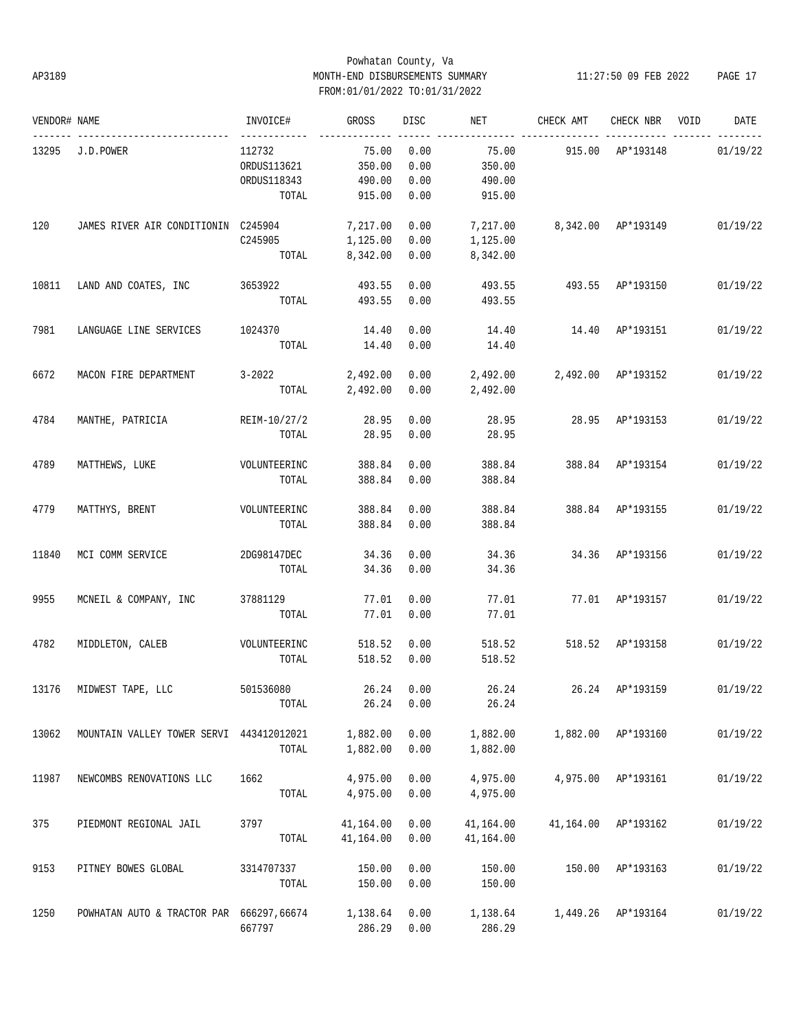Powhatan County, Va
AP3189 MONTH-END DISBURSEMENTS SUMMARY 11:27:50 09 FEB 2022
FROM:01/01/2022 TO:01/31/2022

| VENDOR# | NAME | INVOICE# | GROSS | DISC | NET | CHECK AMT | CHECK NBR | VOID | DATE |
|---|---|---|---|---|---|---|---|---|---|
| 13295 | J.D.POWER | 112732 | 75.00 | 0.00 | 75.00 | 915.00 | AP*193148 | | 01/19/22 |
| | | ORDUS113621 | 350.00 | 0.00 | 350.00 | | | | |
| | | ORDUS118343 | 490.00 | 0.00 | 490.00 | | | | |
| | | TOTAL | 915.00 | 0.00 | 915.00 | | | | |
| 120 | JAMES RIVER AIR CONDITIONIN | C245904 | 7,217.00 | 0.00 | 7,217.00 | 8,342.00 | AP*193149 | | 01/19/22 |
| | | C245905 | 1,125.00 | 0.00 | 1,125.00 | | | | |
| | | TOTAL | 8,342.00 | 0.00 | 8,342.00 | | | | |
| 10811 | LAND AND COATES, INC | 3653922 | 493.55 | 0.00 | 493.55 | 493.55 | AP*193150 | | 01/19/22 |
| | | TOTAL | 493.55 | 0.00 | 493.55 | | | | |
| 7981 | LANGUAGE LINE SERVICES | 1024370 | 14.40 | 0.00 | 14.40 | 14.40 | AP*193151 | | 01/19/22 |
| | | TOTAL | 14.40 | 0.00 | 14.40 | | | | |
| 6672 | MACON FIRE DEPARTMENT | 3-2022 | 2,492.00 | 0.00 | 2,492.00 | 2,492.00 | AP*193152 | | 01/19/22 |
| | | TOTAL | 2,492.00 | 0.00 | 2,492.00 | | | | |
| 4784 | MANTHE, PATRICIA | REIM-10/27/2 | 28.95 | 0.00 | 28.95 | 28.95 | AP*193153 | | 01/19/22 |
| | | TOTAL | 28.95 | 0.00 | 28.95 | | | | |
| 4789 | MATTHEWS, LUKE | VOLUNTEERINC | 388.84 | 0.00 | 388.84 | 388.84 | AP*193154 | | 01/19/22 |
| | | TOTAL | 388.84 | 0.00 | 388.84 | | | | |
| 4779 | MATTHYS, BRENT | VOLUNTEERINC | 388.84 | 0.00 | 388.84 | 388.84 | AP*193155 | | 01/19/22 |
| | | TOTAL | 388.84 | 0.00 | 388.84 | | | | |
| 11840 | MCI COMM SERVICE | 2DG98147DEC | 34.36 | 0.00 | 34.36 | 34.36 | AP*193156 | | 01/19/22 |
| | | TOTAL | 34.36 | 0.00 | 34.36 | | | | |
| 9955 | MCNEIL & COMPANY, INC | 37881129 | 77.01 | 0.00 | 77.01 | 77.01 | AP*193157 | | 01/19/22 |
| | | TOTAL | 77.01 | 0.00 | 77.01 | | | | |
| 4782 | MIDDLETON, CALEB | VOLUNTEERINC | 518.52 | 0.00 | 518.52 | 518.52 | AP*193158 | | 01/19/22 |
| | | TOTAL | 518.52 | 0.00 | 518.52 | | | | |
| 13176 | MIDWEST TAPE, LLC | 501536080 | 26.24 | 0.00 | 26.24 | 26.24 | AP*193159 | | 01/19/22 |
| | | TOTAL | 26.24 | 0.00 | 26.24 | | | | |
| 13062 | MOUNTAIN VALLEY TOWER SERVI | 443412012021 | 1,882.00 | 0.00 | 1,882.00 | 1,882.00 | AP*193160 | | 01/19/22 |
| | | TOTAL | 1,882.00 | 0.00 | 1,882.00 | | | | |
| 11987 | NEWCOMBS RENOVATIONS LLC | 1662 | 4,975.00 | 0.00 | 4,975.00 | 4,975.00 | AP*193161 | | 01/19/22 |
| | | TOTAL | 4,975.00 | 0.00 | 4,975.00 | | | | |
| 375 | PIEDMONT REGIONAL JAIL | 3797 | 41,164.00 | 0.00 | 41,164.00 | 41,164.00 | AP*193162 | | 01/19/22 |
| | | TOTAL | 41,164.00 | 0.00 | 41,164.00 | | | | |
| 9153 | PITNEY BOWES GLOBAL | 3314707337 | 150.00 | 0.00 | 150.00 | 150.00 | AP*193163 | | 01/19/22 |
| | | TOTAL | 150.00 | 0.00 | 150.00 | | | | |
| 1250 | POWHATAN AUTO & TRACTOR PAR | 666297,66674 | 1,138.64 | 0.00 | 1,138.64 | 1,449.26 | AP*193164 | | 01/19/22 |
| | | 667797 | 286.29 | 0.00 | 286.29 | | | | |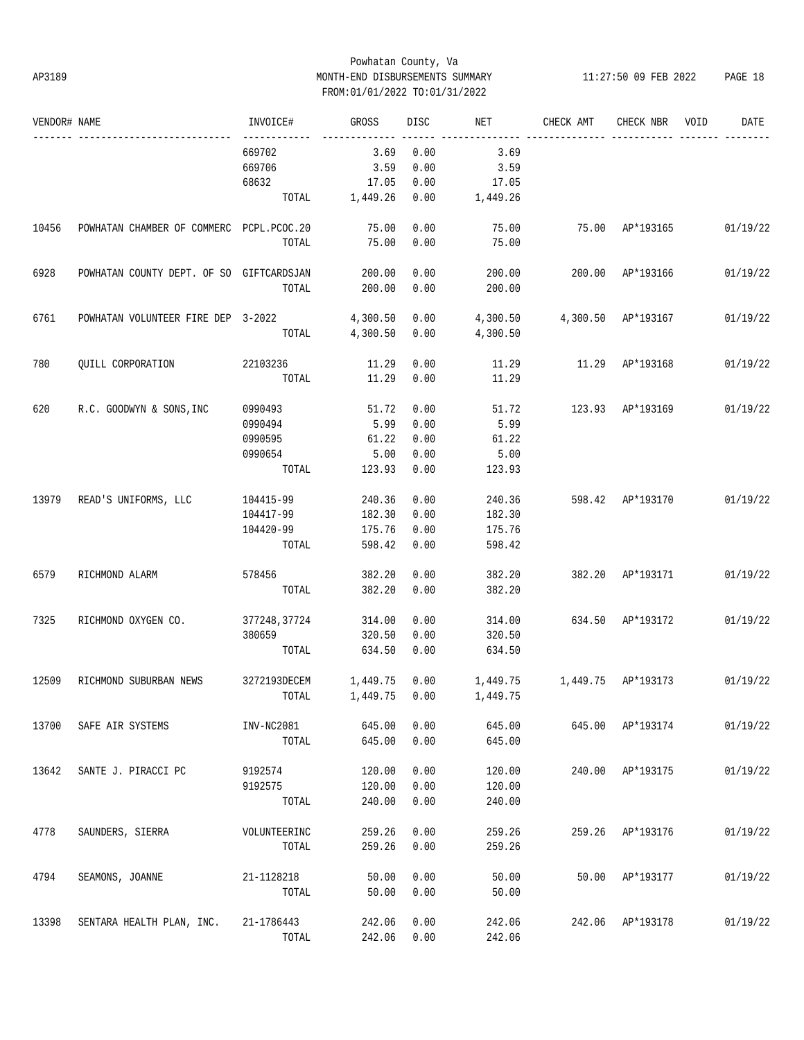Powhatan County, Va

AP3189 MONTH-END DISBURSEMENTS SUMMARY 11:27:50 09 FEB 2022

FROM:01/01/2022 TO:01/31/2022

| VENDOR# | NAME | INVOICE# | GROSS | DISC | NET | CHECK AMT | CHECK NBR | VOID | DATE |
|---|---|---|---|---|---|---|---|---|---|
| | | 669702 | 3.69 | 0.00 | 3.69 | | | | |
| | | 669706 | 3.59 | 0.00 | 3.59 | | | | |
| | | 68632 | 17.05 | 0.00 | 17.05 | | | | |
| | | TOTAL | 1,449.26 | 0.00 | 1,449.26 | | | | |
| 10456 | POWHATAN CHAMBER OF COMMERC | PCPL.PCOC.20 | 75.00 | 0.00 | 75.00 | 75.00 | AP*193165 | | 01/19/22 |
| | | TOTAL | 75.00 | 0.00 | 75.00 | | | | |
| 6928 | POWHATAN COUNTY DEPT. OF SO | GIFTCARDSJAN | 200.00 | 0.00 | 200.00 | 200.00 | AP*193166 | | 01/19/22 |
| | | TOTAL | 200.00 | 0.00 | 200.00 | | | | |
| 6761 | POWHATAN VOLUNTEER FIRE DEP | 3-2022 | 4,300.50 | 0.00 | 4,300.50 | 4,300.50 | AP*193167 | | 01/19/22 |
| | | TOTAL | 4,300.50 | 0.00 | 4,300.50 | | | | |
| 780 | QUILL CORPORATION | 22103236 | 11.29 | 0.00 | 11.29 | 11.29 | AP*193168 | | 01/19/22 |
| | | TOTAL | 11.29 | 0.00 | 11.29 | | | | |
| 620 | R.C. GOODWYN & SONS,INC | 0990493 | 51.72 | 0.00 | 51.72 | 123.93 | AP*193169 | | 01/19/22 |
| | | 0990494 | 5.99 | 0.00 | 5.99 | | | | |
| | | 0990595 | 61.22 | 0.00 | 61.22 | | | | |
| | | 0990654 | 5.00 | 0.00 | 5.00 | | | | |
| | | TOTAL | 123.93 | 0.00 | 123.93 | | | | |
| 13979 | READ'S UNIFORMS, LLC | 104415-99 | 240.36 | 0.00 | 240.36 | 598.42 | AP*193170 | | 01/19/22 |
| | | 104417-99 | 182.30 | 0.00 | 182.30 | | | | |
| | | 104420-99 | 175.76 | 0.00 | 175.76 | | | | |
| | | TOTAL | 598.42 | 0.00 | 598.42 | | | | |
| 6579 | RICHMOND ALARM | 578456 | 382.20 | 0.00 | 382.20 | 382.20 | AP*193171 | | 01/19/22 |
| | | TOTAL | 382.20 | 0.00 | 382.20 | | | | |
| 7325 | RICHMOND OXYGEN CO. | 377248,37724 | 314.00 | 0.00 | 314.00 | 634.50 | AP*193172 | | 01/19/22 |
| | | 380659 | 320.50 | 0.00 | 320.50 | | | | |
| | | TOTAL | 634.50 | 0.00 | 634.50 | | | | |
| 12509 | RICHMOND SUBURBAN NEWS | 3272193DECEM | 1,449.75 | 0.00 | 1,449.75 | 1,449.75 | AP*193173 | | 01/19/22 |
| | | TOTAL | 1,449.75 | 0.00 | 1,449.75 | | | | |
| 13700 | SAFE AIR SYSTEMS | INV-NC2081 | 645.00 | 0.00 | 645.00 | 645.00 | AP*193174 | | 01/19/22 |
| | | TOTAL | 645.00 | 0.00 | 645.00 | | | | |
| 13642 | SANTE J. PIRACCI PC | 9192574 | 120.00 | 0.00 | 120.00 | 240.00 | AP*193175 | | 01/19/22 |
| | | 9192575 | 120.00 | 0.00 | 120.00 | | | | |
| | | TOTAL | 240.00 | 0.00 | 240.00 | | | | |
| 4778 | SAUNDERS, SIERRA | VOLUNTEERINC | 259.26 | 0.00 | 259.26 | 259.26 | AP*193176 | | 01/19/22 |
| | | TOTAL | 259.26 | 0.00 | 259.26 | | | | |
| 4794 | SEAMONS, JOANNE | 21-1128218 | 50.00 | 0.00 | 50.00 | 50.00 | AP*193177 | | 01/19/22 |
| | | TOTAL | 50.00 | 0.00 | 50.00 | | | | |
| 13398 | SENTARA HEALTH PLAN, INC. | 21-1786443 | 242.06 | 0.00 | 242.06 | 242.06 | AP*193178 | | 01/19/22 |
| | | TOTAL | 242.06 | 0.00 | 242.06 | | | | |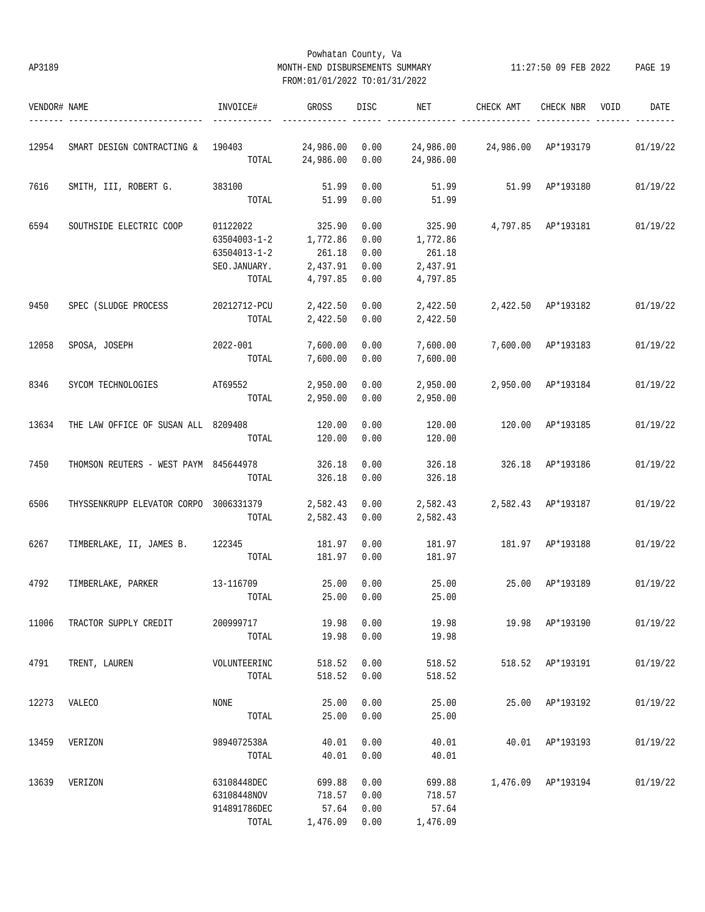Powhatan County, Va

MONTH-END DISBURSEMENTS SUMMARY

FROM:01/01/2022 TO:01/31/2022

| VENDOR# | NAME | INVOICE# | GROSS | DISC | NET | CHECK AMT | CHECK NBR | VOID | DATE |
|---|---|---|---|---|---|---|---|---|---|
| 12954 | SMART DESIGN CONTRACTING & | 190403 | 24,986.00 | 0.00 | 24,986.00 | 24,986.00 | AP*193179 | | 01/19/22 |
| | | TOTAL | 24,986.00 | 0.00 | 24,986.00 | | | | |
| 7616 | SMITH, III, ROBERT G. | 383100 | 51.99 | 0.00 | 51.99 | 51.99 | AP*193180 | | 01/19/22 |
| | | TOTAL | 51.99 | 0.00 | 51.99 | | | | |
| 6594 | SOUTHSIDE ELECTRIC COOP | 01122022 | 325.90 | 0.00 | 325.90 | 4,797.85 | AP*193181 | | 01/19/22 |
| | | 63504003-1-2 | 1,772.86 | 0.00 | 1,772.86 | | | | |
| | | 63504013-1-2 | 261.18 | 0.00 | 261.18 | | | | |
| | | SEO.JANUARY. | 2,437.91 | 0.00 | 2,437.91 | | | | |
| | | TOTAL | 4,797.85 | 0.00 | 4,797.85 | | | | |
| 9450 | SPEC (SLUDGE PROCESS | 20212712-PCU | 2,422.50 | 0.00 | 2,422.50 | 2,422.50 | AP*193182 | | 01/19/22 |
| | | TOTAL | 2,422.50 | 0.00 | 2,422.50 | | | | |
| 12058 | SPOSA, JOSEPH | 2022-001 | 7,600.00 | 0.00 | 7,600.00 | 7,600.00 | AP*193183 | | 01/19/22 |
| | | TOTAL | 7,600.00 | 0.00 | 7,600.00 | | | | |
| 8346 | SYCOM TECHNOLOGIES | AT69552 | 2,950.00 | 0.00 | 2,950.00 | 2,950.00 | AP*193184 | | 01/19/22 |
| | | TOTAL | 2,950.00 | 0.00 | 2,950.00 | | | | |
| 13634 | THE LAW OFFICE OF SUSAN ALL | 8209408 | 120.00 | 0.00 | 120.00 | 120.00 | AP*193185 | | 01/19/22 |
| | | TOTAL | 120.00 | 0.00 | 120.00 | | | | |
| 7450 | THOMSON REUTERS - WEST PAYM | 845644978 | 326.18 | 0.00 | 326.18 | 326.18 | AP*193186 | | 01/19/22 |
| | | TOTAL | 326.18 | 0.00 | 326.18 | | | | |
| 6506 | THYSSENKRUPP ELEVATOR CORPO | 3006331379 | 2,582.43 | 0.00 | 2,582.43 | 2,582.43 | AP*193187 | | 01/19/22 |
| | | TOTAL | 2,582.43 | 0.00 | 2,582.43 | | | | |
| 6267 | TIMBERLAKE, II, JAMES B. | 122345 | 181.97 | 0.00 | 181.97 | 181.97 | AP*193188 | | 01/19/22 |
| | | TOTAL | 181.97 | 0.00 | 181.97 | | | | |
| 4792 | TIMBERLAKE, PARKER | 13-116709 | 25.00 | 0.00 | 25.00 | 25.00 | AP*193189 | | 01/19/22 |
| | | TOTAL | 25.00 | 0.00 | 25.00 | | | | |
| 11006 | TRACTOR SUPPLY CREDIT | 200999717 | 19.98 | 0.00 | 19.98 | 19.98 | AP*193190 | | 01/19/22 |
| | | TOTAL | 19.98 | 0.00 | 19.98 | | | | |
| 4791 | TRENT, LAUREN | VOLUNTEERINC | 518.52 | 0.00 | 518.52 | 518.52 | AP*193191 | | 01/19/22 |
| | | TOTAL | 518.52 | 0.00 | 518.52 | | | | |
| 12273 | VALECO | NONE | 25.00 | 0.00 | 25.00 | 25.00 | AP*193192 | | 01/19/22 |
| | | TOTAL | 25.00 | 0.00 | 25.00 | | | | |
| 13459 | VERIZON | 9894072538A | 40.01 | 0.00 | 40.01 | 40.01 | AP*193193 | | 01/19/22 |
| | | TOTAL | 40.01 | 0.00 | 40.01 | | | | |
| 13639 | VERIZON | 63108448DEC | 699.88 | 0.00 | 699.88 | 1,476.09 | AP*193194 | | 01/19/22 |
| | | 63108448NOV | 718.57 | 0.00 | 718.57 | | | | |
| | | 914891786DEC | 57.64 | 0.00 | 57.64 | | | | |
| | | TOTAL | 1,476.09 | 0.00 | 1,476.09 | | | | |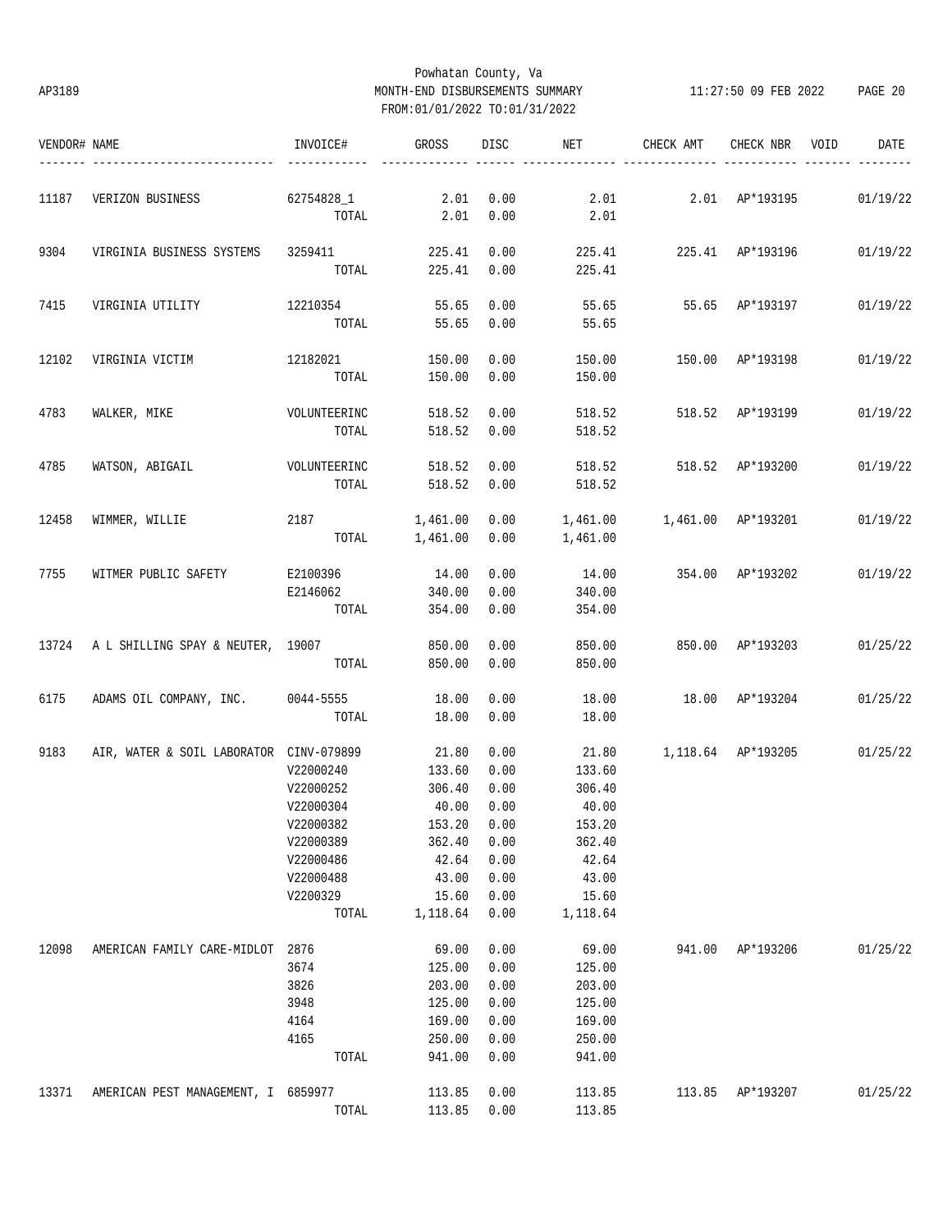Powhatan County, Va
AP3189 MONTH-END DISBURSEMENTS SUMMARY 11:27:50 09 FEB 2022
FROM:01/01/2022 TO:01/31/2022

| VENDOR# | NAME | INVOICE# | GROSS | DISC | NET | CHECK AMT | CHECK NBR | VOID | DATE |
|---|---|---|---|---|---|---|---|---|---|
| 11187 | VERIZON BUSINESS | 62754828_1 | 2.01 | 0.00 | 2.01 | 2.01 | AP*193195 | | 01/19/22 |
| | | TOTAL | 2.01 | 0.00 | 2.01 | | | | |
| 9304 | VIRGINIA BUSINESS SYSTEMS | 3259411 | 225.41 | 0.00 | 225.41 | 225.41 | AP*193196 | | 01/19/22 |
| | | TOTAL | 225.41 | 0.00 | 225.41 | | | | |
| 7415 | VIRGINIA UTILITY | 12210354 | 55.65 | 0.00 | 55.65 | 55.65 | AP*193197 | | 01/19/22 |
| | | TOTAL | 55.65 | 0.00 | 55.65 | | | | |
| 12102 | VIRGINIA VICTIM | 12182021 | 150.00 | 0.00 | 150.00 | 150.00 | AP*193198 | | 01/19/22 |
| | | TOTAL | 150.00 | 0.00 | 150.00 | | | | |
| 4783 | WALKER, MIKE | VOLUNTEERINC | 518.52 | 0.00 | 518.52 | 518.52 | AP*193199 | | 01/19/22 |
| | | TOTAL | 518.52 | 0.00 | 518.52 | | | | |
| 4785 | WATSON, ABIGAIL | VOLUNTEERINC | 518.52 | 0.00 | 518.52 | 518.52 | AP*193200 | | 01/19/22 |
| | | TOTAL | 518.52 | 0.00 | 518.52 | | | | |
| 12458 | WIMMER, WILLIE | 2187 | 1,461.00 | 0.00 | 1,461.00 | 1,461.00 | AP*193201 | | 01/19/22 |
| | | TOTAL | 1,461.00 | 0.00 | 1,461.00 | | | | |
| 7755 | WITMER PUBLIC SAFETY | E2100396 | 14.00 | 0.00 | 14.00 | 354.00 | AP*193202 | | 01/19/22 |
| | | E2146062 | 340.00 | 0.00 | 340.00 | | | | |
| | | TOTAL | 354.00 | 0.00 | 354.00 | | | | |
| 13724 | A L SHILLING SPAY & NEUTER, | 19007 | 850.00 | 0.00 | 850.00 | 850.00 | AP*193203 | | 01/25/22 |
| | | TOTAL | 850.00 | 0.00 | 850.00 | | | | |
| 6175 | ADAMS OIL COMPANY, INC. | 0044-5555 | 18.00 | 0.00 | 18.00 | 18.00 | AP*193204 | | 01/25/22 |
| | | TOTAL | 18.00 | 0.00 | 18.00 | | | | |
| 9183 | AIR, WATER & SOIL LABORATOR | CINV-079899 | 21.80 | 0.00 | 21.80 | 1,118.64 | AP*193205 | | 01/25/22 |
| | | V22000240 | 133.60 | 0.00 | 133.60 | | | | |
| | | V22000252 | 306.40 | 0.00 | 306.40 | | | | |
| | | V22000304 | 40.00 | 0.00 | 40.00 | | | | |
| | | V22000382 | 153.20 | 0.00 | 153.20 | | | | |
| | | V22000389 | 362.40 | 0.00 | 362.40 | | | | |
| | | V22000486 | 42.64 | 0.00 | 42.64 | | | | |
| | | V22000488 | 43.00 | 0.00 | 43.00 | | | | |
| | | V2200329 | 15.60 | 0.00 | 15.60 | | | | |
| | | TOTAL | 1,118.64 | 0.00 | 1,118.64 | | | | |
| 12098 | AMERICAN FAMILY CARE-MIDLOT | 2876 | 69.00 | 0.00 | 69.00 | 941.00 | AP*193206 | | 01/25/22 |
| | | 3674 | 125.00 | 0.00 | 125.00 | | | | |
| | | 3826 | 203.00 | 0.00 | 203.00 | | | | |
| | | 3948 | 125.00 | 0.00 | 125.00 | | | | |
| | | 4164 | 169.00 | 0.00 | 169.00 | | | | |
| | | 4165 | 250.00 | 0.00 | 250.00 | | | | |
| | | TOTAL | 941.00 | 0.00 | 941.00 | | | | |
| 13371 | AMERICAN PEST MANAGEMENT, I | 6859977 | 113.85 | 0.00 | 113.85 | 113.85 | AP*193207 | | 01/25/22 |
| | | TOTAL | 113.85 | 0.00 | 113.85 | | | | |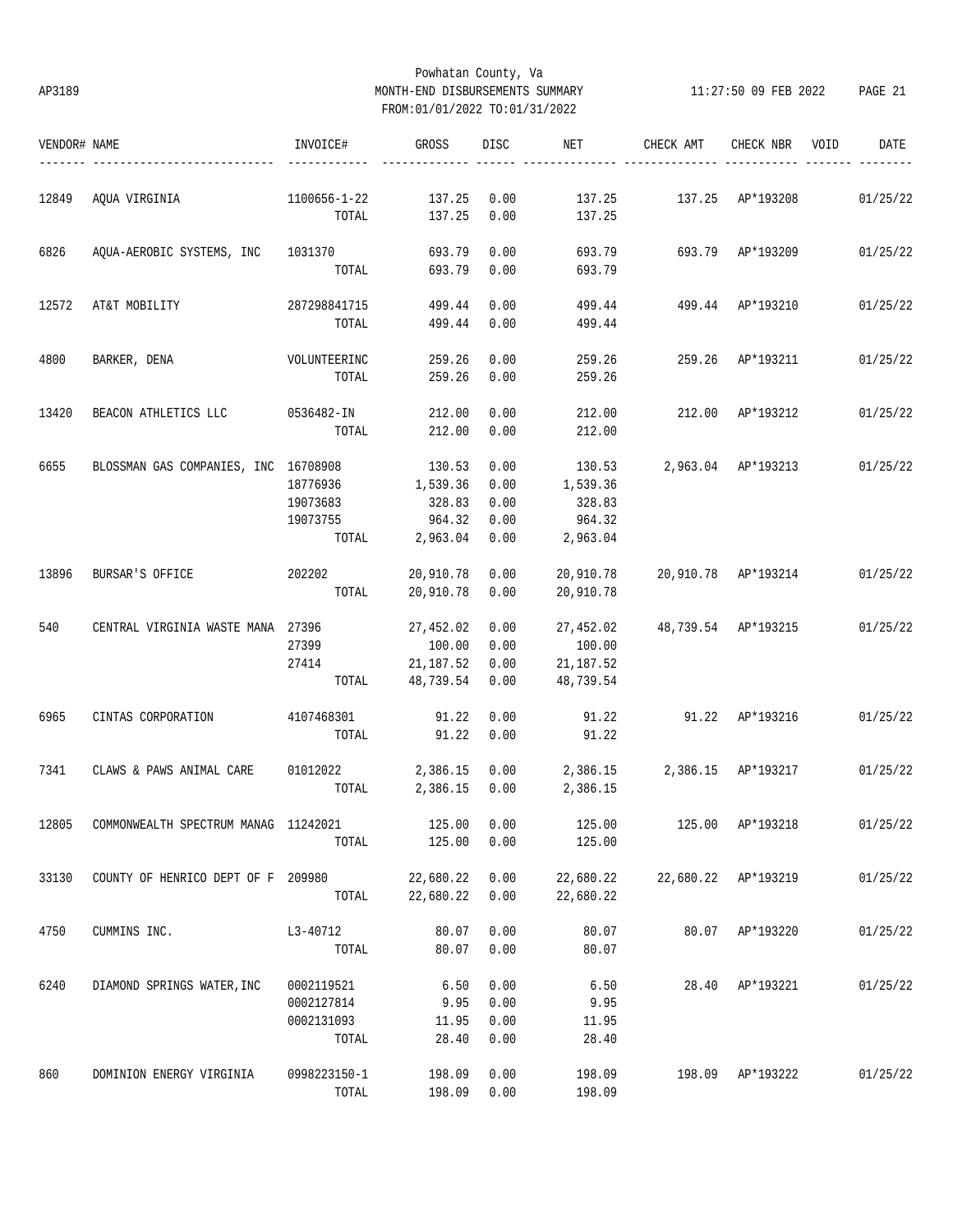Powhatan County, Va
AP3189 MONTH-END DISBURSEMENTS SUMMARY 11:27:50 09 FEB 2022
FROM:01/01/2022 TO:01/31/2022

| VENDOR# | NAME | INVOICE# | GROSS | DISC | NET | CHECK AMT | CHECK NBR | VOID | DATE |
|---|---|---|---|---|---|---|---|---|---|
| 12849 | AQUA VIRGINIA | 1100656-1-22 | 137.25 | 0.00 | 137.25 | 137.25 | AP*193208 | | 01/25/22 |
| | | TOTAL | 137.25 | 0.00 | 137.25 | | | | |
| 6826 | AQUA-AEROBIC SYSTEMS, INC | 1031370 | 693.79 | 0.00 | 693.79 | 693.79 | AP*193209 | | 01/25/22 |
| | | TOTAL | 693.79 | 0.00 | 693.79 | | | | |
| 12572 | AT&T MOBILITY | 287298841715 | 499.44 | 0.00 | 499.44 | 499.44 | AP*193210 | | 01/25/22 |
| | | TOTAL | 499.44 | 0.00 | 499.44 | | | | |
| 4800 | BARKER, DENA | VOLUNTEERINC | 259.26 | 0.00 | 259.26 | 259.26 | AP*193211 | | 01/25/22 |
| | | TOTAL | 259.26 | 0.00 | 259.26 | | | | |
| 13420 | BEACON ATHLETICS LLC | 0536482-IN | 212.00 | 0.00 | 212.00 | 212.00 | AP*193212 | | 01/25/22 |
| | | TOTAL | 212.00 | 0.00 | 212.00 | | | | |
| 6655 | BLOSSMAN GAS COMPANIES, INC | 16708908 | 130.53 | 0.00 | 130.53 | 2,963.04 | AP*193213 | | 01/25/22 |
| | | 18776936 | 1,539.36 | 0.00 | 1,539.36 | | | | |
| | | 19073683 | 328.83 | 0.00 | 328.83 | | | | |
| | | 19073755 | 964.32 | 0.00 | 964.32 | | | | |
| | | TOTAL | 2,963.04 | 0.00 | 2,963.04 | | | | |
| 13896 | BURSAR'S OFFICE | 202202 | 20,910.78 | 0.00 | 20,910.78 | 20,910.78 | AP*193214 | | 01/25/22 |
| | | TOTAL | 20,910.78 | 0.00 | 20,910.78 | | | | |
| 540 | CENTRAL VIRGINIA WASTE MANA | 27396 | 27,452.02 | 0.00 | 27,452.02 | 48,739.54 | AP*193215 | | 01/25/22 |
| | | 27399 | 100.00 | 0.00 | 100.00 | | | | |
| | | 27414 | 21,187.52 | 0.00 | 21,187.52 | | | | |
| | | TOTAL | 48,739.54 | 0.00 | 48,739.54 | | | | |
| 6965 | CINTAS CORPORATION | 4107468301 | 91.22 | 0.00 | 91.22 | 91.22 | AP*193216 | | 01/25/22 |
| | | TOTAL | 91.22 | 0.00 | 91.22 | | | | |
| 7341 | CLAWS & PAWS ANIMAL CARE | 01012022 | 2,386.15 | 0.00 | 2,386.15 | 2,386.15 | AP*193217 | | 01/25/22 |
| | | TOTAL | 2,386.15 | 0.00 | 2,386.15 | | | | |
| 12805 | COMMONWEALTH SPECTRUM MANAG | 11242021 | 125.00 | 0.00 | 125.00 | 125.00 | AP*193218 | | 01/25/22 |
| | | TOTAL | 125.00 | 0.00 | 125.00 | | | | |
| 33130 | COUNTY OF HENRICO DEPT OF F | 209980 | 22,680.22 | 0.00 | 22,680.22 | 22,680.22 | AP*193219 | | 01/25/22 |
| | | TOTAL | 22,680.22 | 0.00 | 22,680.22 | | | | |
| 4750 | CUMMINS INC. | L3-40712 | 80.07 | 0.00 | 80.07 | 80.07 | AP*193220 | | 01/25/22 |
| | | TOTAL | 80.07 | 0.00 | 80.07 | | | | |
| 6240 | DIAMOND SPRINGS WATER,INC | 0002119521 | 6.50 | 0.00 | 6.50 | 28.40 | AP*193221 | | 01/25/22 |
| | | 0002127814 | 9.95 | 0.00 | 9.95 | | | | |
| | | 0002131093 | 11.95 | 0.00 | 11.95 | | | | |
| | | TOTAL | 28.40 | 0.00 | 28.40 | | | | |
| 860 | DOMINION ENERGY VIRGINIA | 0998223150-1 | 198.09 | 0.00 | 198.09 | 198.09 | AP*193222 | | 01/25/22 |
| | | TOTAL | 198.09 | 0.00 | 198.09 | | | | |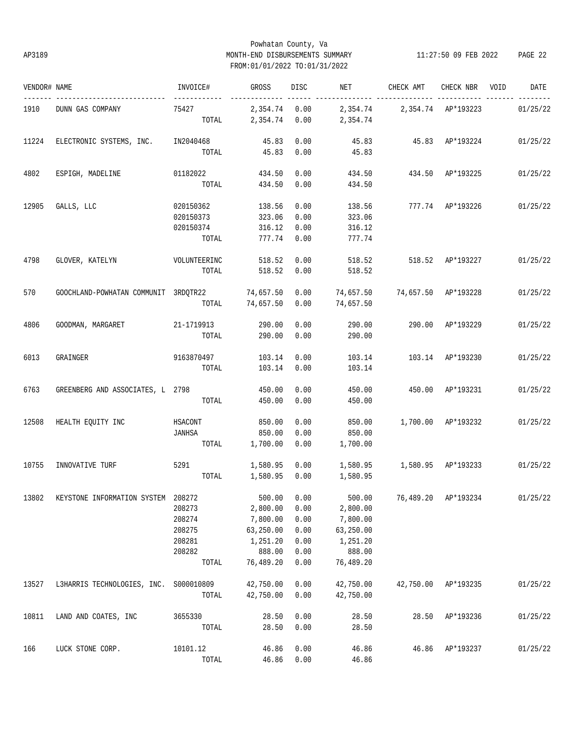Powhatan County, Va
AP3189 MONTH-END DISBURSEMENTS SUMMARY 11:27:50 09 FEB 2022
FROM:01/01/2022 TO:01/31/2022

| VENDOR# | NAME | INVOICE# | GROSS | DISC | NET | CHECK AMT | CHECK NBR | VOID | DATE |
|---|---|---|---|---|---|---|---|---|---|
| 1910 | DUNN GAS COMPANY | 75427 | 2,354.74 | 0.00 | 2,354.74 | 2,354.74 | AP*193223 | | 01/25/22 |
| | | TOTAL | 2,354.74 | 0.00 | 2,354.74 | | | | |
| 11224 | ELECTRONIC SYSTEMS, INC. | IN2040468 | 45.83 | 0.00 | 45.83 | 45.83 | AP*193224 | | 01/25/22 |
| | | TOTAL | 45.83 | 0.00 | 45.83 | | | | |
| 4802 | ESPIGH, MADELINE | 01182022 | 434.50 | 0.00 | 434.50 | 434.50 | AP*193225 | | 01/25/22 |
| | | TOTAL | 434.50 | 0.00 | 434.50 | | | | |
| 12905 | GALLS, LLC | 020150362 | 138.56 | 0.00 | 138.56 | 777.74 | AP*193226 | | 01/25/22 |
| | | 020150373 | 323.06 | 0.00 | 323.06 | | | | |
| | | 020150374 | 316.12 | 0.00 | 316.12 | | | | |
| | | TOTAL | 777.74 | 0.00 | 777.74 | | | | |
| 4798 | GLOVER, KATELYN | VOLUNTEERINC | 518.52 | 0.00 | 518.52 | 518.52 | AP*193227 | | 01/25/22 |
| | | TOTAL | 518.52 | 0.00 | 518.52 | | | | |
| 570 | GOOCHLAND-POWHATAN COMMUNIT | 3RDQTR22 | 74,657.50 | 0.00 | 74,657.50 | 74,657.50 | AP*193228 | | 01/25/22 |
| | | TOTAL | 74,657.50 | 0.00 | 74,657.50 | | | | |
| 4806 | GOODMAN, MARGARET | 21-1719913 | 290.00 | 0.00 | 290.00 | 290.00 | AP*193229 | | 01/25/22 |
| | | TOTAL | 290.00 | 0.00 | 290.00 | | | | |
| 6013 | GRAINGER | 9163870497 | 103.14 | 0.00 | 103.14 | 103.14 | AP*193230 | | 01/25/22 |
| | | TOTAL | 103.14 | 0.00 | 103.14 | | | | |
| 6763 | GREENBERG AND ASSOCIATES, L | 2798 | 450.00 | 0.00 | 450.00 | 450.00 | AP*193231 | | 01/25/22 |
| | | TOTAL | 450.00 | 0.00 | 450.00 | | | | |
| 12508 | HEALTH EQUITY INC | HSACONT | 850.00 | 0.00 | 850.00 | 1,700.00 | AP*193232 | | 01/25/22 |
| | | JANHSA | 850.00 | 0.00 | 850.00 | | | | |
| | | TOTAL | 1,700.00 | 0.00 | 1,700.00 | | | | |
| 10755 | INNOVATIVE TURF | 5291 | 1,580.95 | 0.00 | 1,580.95 | 1,580.95 | AP*193233 | | 01/25/22 |
| | | TOTAL | 1,580.95 | 0.00 | 1,580.95 | | | | |
| 13802 | KEYSTONE INFORMATION SYSTEM | 208272 | 500.00 | 0.00 | 500.00 | 76,489.20 | AP*193234 | | 01/25/22 |
| | | 208273 | 2,800.00 | 0.00 | 2,800.00 | | | | |
| | | 208274 | 7,800.00 | 0.00 | 7,800.00 | | | | |
| | | 208275 | 63,250.00 | 0.00 | 63,250.00 | | | | |
| | | 208281 | 1,251.20 | 0.00 | 1,251.20 | | | | |
| | | 208282 | 888.00 | 0.00 | 888.00 | | | | |
| | | TOTAL | 76,489.20 | 0.00 | 76,489.20 | | | | |
| 13527 | L3HARRIS TECHNOLOGIES, INC. | S000010809 | 42,750.00 | 0.00 | 42,750.00 | 42,750.00 | AP*193235 | | 01/25/22 |
| | | TOTAL | 42,750.00 | 0.00 | 42,750.00 | | | | |
| 10811 | LAND AND COATES, INC | 3655330 | 28.50 | 0.00 | 28.50 | 28.50 | AP*193236 | | 01/25/22 |
| | | TOTAL | 28.50 | 0.00 | 28.50 | | | | |
| 166 | LUCK STONE CORP. | 10101.12 | 46.86 | 0.00 | 46.86 | 46.86 | AP*193237 | | 01/25/22 |
| | | TOTAL | 46.86 | 0.00 | 46.86 | | | | |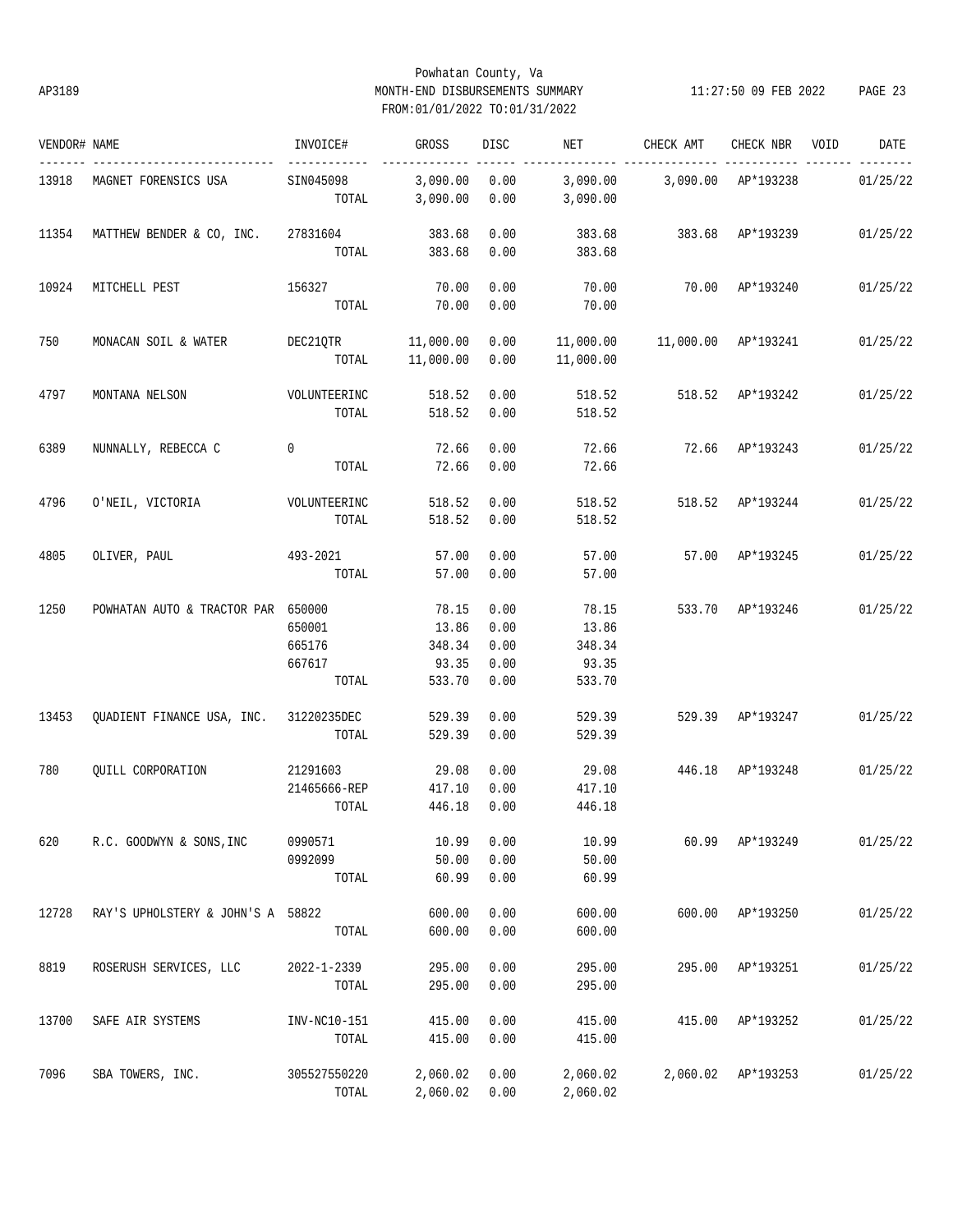Powhatan County, Va
AP3189 MONTH-END DISBURSEMENTS SUMMARY 11:27:50 09 FEB 2022
FROM:01/01/2022 TO:01/31/2022

| VENDOR# | NAME | INVOICE# | GROSS | DISC | NET | CHECK AMT | CHECK NBR | VOID | DATE |
|---|---|---|---|---|---|---|---|---|---|
| 13918 | MAGNET FORENSICS USA | SIN045098 | 3,090.00 | 0.00 | 3,090.00 | 3,090.00 | AP*193238 | | 01/25/22 |
| | | TOTAL | 3,090.00 | 0.00 | 3,090.00 | | | | |
| 11354 | MATTHEW BENDER & CO, INC. | 27831604 | 383.68 | 0.00 | 383.68 | 383.68 | AP*193239 | | 01/25/22 |
| | | TOTAL | 383.68 | 0.00 | 383.68 | | | | |
| 10924 | MITCHELL PEST | 156327 | 70.00 | 0.00 | 70.00 | 70.00 | AP*193240 | | 01/25/22 |
| | | TOTAL | 70.00 | 0.00 | 70.00 | | | | |
| 750 | MONACAN SOIL & WATER | DEC21QTR | 11,000.00 | 0.00 | 11,000.00 | 11,000.00 | AP*193241 | | 01/25/22 |
| | | TOTAL | 11,000.00 | 0.00 | 11,000.00 | | | | |
| 4797 | MONTANA NELSON | VOLUNTEERINC | 518.52 | 0.00 | 518.52 | 518.52 | AP*193242 | | 01/25/22 |
| | | TOTAL | 518.52 | 0.00 | 518.52 | | | | |
| 6389 | NUNNALLY, REBECCA C | 0 | 72.66 | 0.00 | 72.66 | 72.66 | AP*193243 | | 01/25/22 |
| | | TOTAL | 72.66 | 0.00 | 72.66 | | | | |
| 4796 | O'NEIL, VICTORIA | VOLUNTEERINC | 518.52 | 0.00 | 518.52 | 518.52 | AP*193244 | | 01/25/22 |
| | | TOTAL | 518.52 | 0.00 | 518.52 | | | | |
| 4805 | OLIVER, PAUL | 493-2021 | 57.00 | 0.00 | 57.00 | 57.00 | AP*193245 | | 01/25/22 |
| | | TOTAL | 57.00 | 0.00 | 57.00 | | | | |
| 1250 | POWHATAN AUTO & TRACTOR PAR | 650000 | 78.15 | 0.00 | 78.15 | 533.70 | AP*193246 | | 01/25/22 |
| | | 650001 | 13.86 | 0.00 | 13.86 | | | | |
| | | 665176 | 348.34 | 0.00 | 348.34 | | | | |
| | | 667617 | 93.35 | 0.00 | 93.35 | | | | |
| | | TOTAL | 533.70 | 0.00 | 533.70 | | | | |
| 13453 | QUADIENT FINANCE USA, INC. | 31220235DEC | 529.39 | 0.00 | 529.39 | 529.39 | AP*193247 | | 01/25/22 |
| | | TOTAL | 529.39 | 0.00 | 529.39 | | | | |
| 780 | QUILL CORPORATION | 21291603 | 29.08 | 0.00 | 29.08 | 446.18 | AP*193248 | | 01/25/22 |
| | | 21465666-REP | 417.10 | 0.00 | 417.10 | | | | |
| | | TOTAL | 446.18 | 0.00 | 446.18 | | | | |
| 620 | R.C. GOODWYN & SONS,INC | 0990571 | 10.99 | 0.00 | 10.99 | 60.99 | AP*193249 | | 01/25/22 |
| | | 0992099 | 50.00 | 0.00 | 50.00 | | | | |
| | | TOTAL | 60.99 | 0.00 | 60.99 | | | | |
| 12728 | RAY'S UPHOLSTERY & JOHN'S A | 58822 | 600.00 | 0.00 | 600.00 | 600.00 | AP*193250 | | 01/25/22 |
| | | TOTAL | 600.00 | 0.00 | 600.00 | | | | |
| 8819 | ROSERUSH SERVICES, LLC | 2022-1-2339 | 295.00 | 0.00 | 295.00 | 295.00 | AP*193251 | | 01/25/22 |
| | | TOTAL | 295.00 | 0.00 | 295.00 | | | | |
| 13700 | SAFE AIR SYSTEMS | INV-NC10-151 | 415.00 | 0.00 | 415.00 | 415.00 | AP*193252 | | 01/25/22 |
| | | TOTAL | 415.00 | 0.00 | 415.00 | | | | |
| 7096 | SBA TOWERS, INC. | 305527550220 | 2,060.02 | 0.00 | 2,060.02 | 2,060.02 | AP*193253 | | 01/25/22 |
| | | TOTAL | 2,060.02 | 0.00 | 2,060.02 | | | | |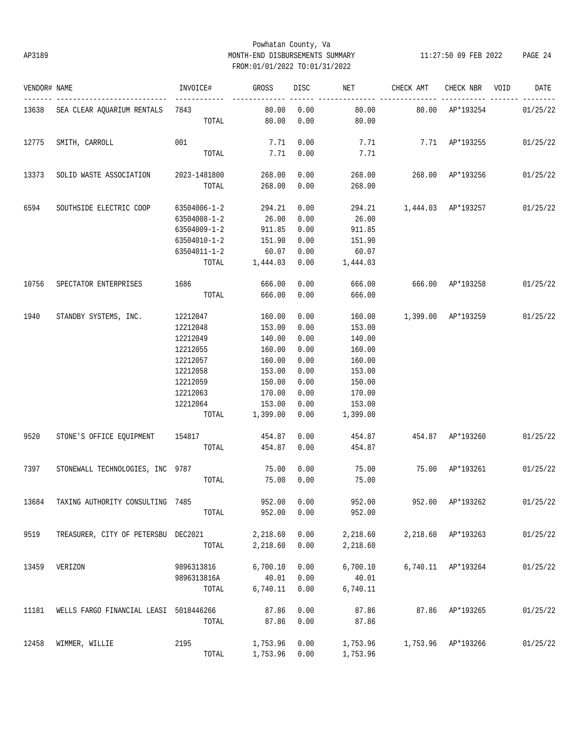Powhatan County, Va
AP3189 MONTH-END DISBURSEMENTS SUMMARY 11:27:50 09 FEB 2022
FROM:01/01/2022 TO:01/31/2022

| VENDOR# | NAME | INVOICE# | GROSS | DISC | NET | CHECK AMT | CHECK NBR | VOID | DATE |
|---|---|---|---|---|---|---|---|---|---|
| 13638 | SEA CLEAR AQUARIUM RENTALS | 7843 | 80.00 | 0.00 | 80.00 | 80.00 | AP*193254 | | 01/25/22 |
| | | TOTAL | 80.00 | 0.00 | 80.00 | | | | |
| 12775 | SMITH, CARROLL | 001 | 7.71 | 0.00 | 7.71 | 7.71 | AP*193255 | | 01/25/22 |
| | | TOTAL | 7.71 | 0.00 | 7.71 | | | | |
| 13373 | SOLID WASTE ASSOCIATION | 2023-1481800 | 268.00 | 0.00 | 268.00 | 268.00 | AP*193256 | | 01/25/22 |
| | | TOTAL | 268.00 | 0.00 | 268.00 | | | | |
| 6594 | SOUTHSIDE ELECTRIC COOP | 63504006-1-2 | 294.21 | 0.00 | 294.21 | 1,444.03 | AP*193257 | | 01/25/22 |
| | | 63504008-1-2 | 26.00 | 0.00 | 26.00 | | | | |
| | | 63504009-1-2 | 911.85 | 0.00 | 911.85 | | | | |
| | | 63504010-1-2 | 151.90 | 0.00 | 151.90 | | | | |
| | | 63504011-1-2 | 60.07 | 0.00 | 60.07 | | | | |
| | | TOTAL | 1,444.03 | 0.00 | 1,444.03 | | | | |
| 10756 | SPECTATOR ENTERPRISES | 1686 | 666.00 | 0.00 | 666.00 | 666.00 | AP*193258 | | 01/25/22 |
| | | TOTAL | 666.00 | 0.00 | 666.00 | | | | |
| 1940 | STANDBY SYSTEMS, INC. | 12212047 | 160.00 | 0.00 | 160.00 | 1,399.00 | AP*193259 | | 01/25/22 |
| | | 12212048 | 153.00 | 0.00 | 153.00 | | | | |
| | | 12212049 | 140.00 | 0.00 | 140.00 | | | | |
| | | 12212055 | 160.00 | 0.00 | 160.00 | | | | |
| | | 12212057 | 160.00 | 0.00 | 160.00 | | | | |
| | | 12212058 | 153.00 | 0.00 | 153.00 | | | | |
| | | 12212059 | 150.00 | 0.00 | 150.00 | | | | |
| | | 12212063 | 170.00 | 0.00 | 170.00 | | | | |
| | | 12212064 | 153.00 | 0.00 | 153.00 | | | | |
| | | TOTAL | 1,399.00 | 0.00 | 1,399.00 | | | | |
| 9520 | STONE'S OFFICE EQUIPMENT | 154817 | 454.87 | 0.00 | 454.87 | 454.87 | AP*193260 | | 01/25/22 |
| | | TOTAL | 454.87 | 0.00 | 454.87 | | | | |
| 7397 | STONEWALL TECHNOLOGIES, INC | 9787 | 75.00 | 0.00 | 75.00 | 75.00 | AP*193261 | | 01/25/22 |
| | | TOTAL | 75.00 | 0.00 | 75.00 | | | | |
| 13684 | TAXING AUTHORITY CONSULTING | 7485 | 952.00 | 0.00 | 952.00 | 952.00 | AP*193262 | | 01/25/22 |
| | | TOTAL | 952.00 | 0.00 | 952.00 | | | | |
| 9519 | TREASURER, CITY OF PETERSBU | DEC2021 | 2,218.60 | 0.00 | 2,218.60 | 2,218.60 | AP*193263 | | 01/25/22 |
| | | TOTAL | 2,218.60 | 0.00 | 2,218.60 | | | | |
| 13459 | VERIZON | 9896313816 | 6,700.10 | 0.00 | 6,700.10 | 6,740.11 | AP*193264 | | 01/25/22 |
| | | 9896313816A | 40.01 | 0.00 | 40.01 | | | | |
| | | TOTAL | 6,740.11 | 0.00 | 6,740.11 | | | | |
| 11181 | WELLS FARGO FINANCIAL LEASI | 5018446266 | 87.86 | 0.00 | 87.86 | 87.86 | AP*193265 | | 01/25/22 |
| | | TOTAL | 87.86 | 0.00 | 87.86 | | | | |
| 12458 | WIMMER, WILLIE | 2195 | 1,753.96 | 0.00 | 1,753.96 | 1,753.96 | AP*193266 | | 01/25/22 |
| | | TOTAL | 1,753.96 | 0.00 | 1,753.96 | | | | |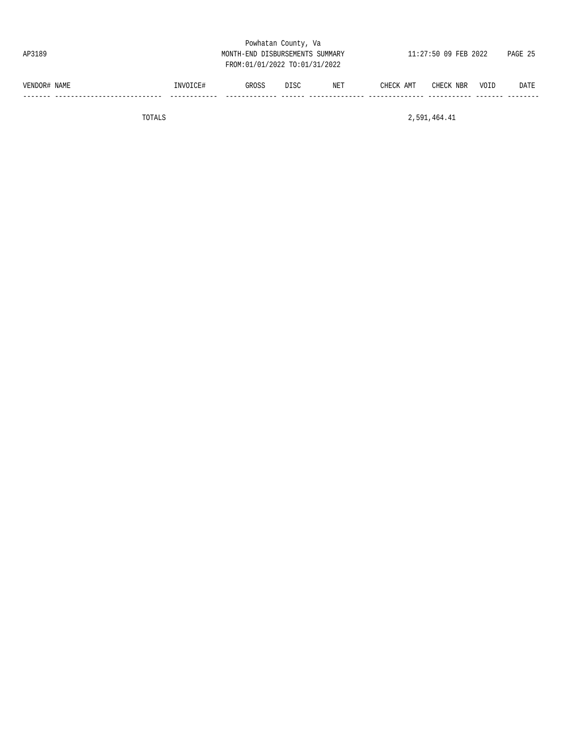| VENDOR# | NAME | INVOICE# | GROSS | DISC | NET | CHECK AMT | CHECK NBR | VOID | DATE |
|---|---|---|---|---|---|---|---|---|---|
| | TOTALS | | | | | 2,591,464.41 | | | |